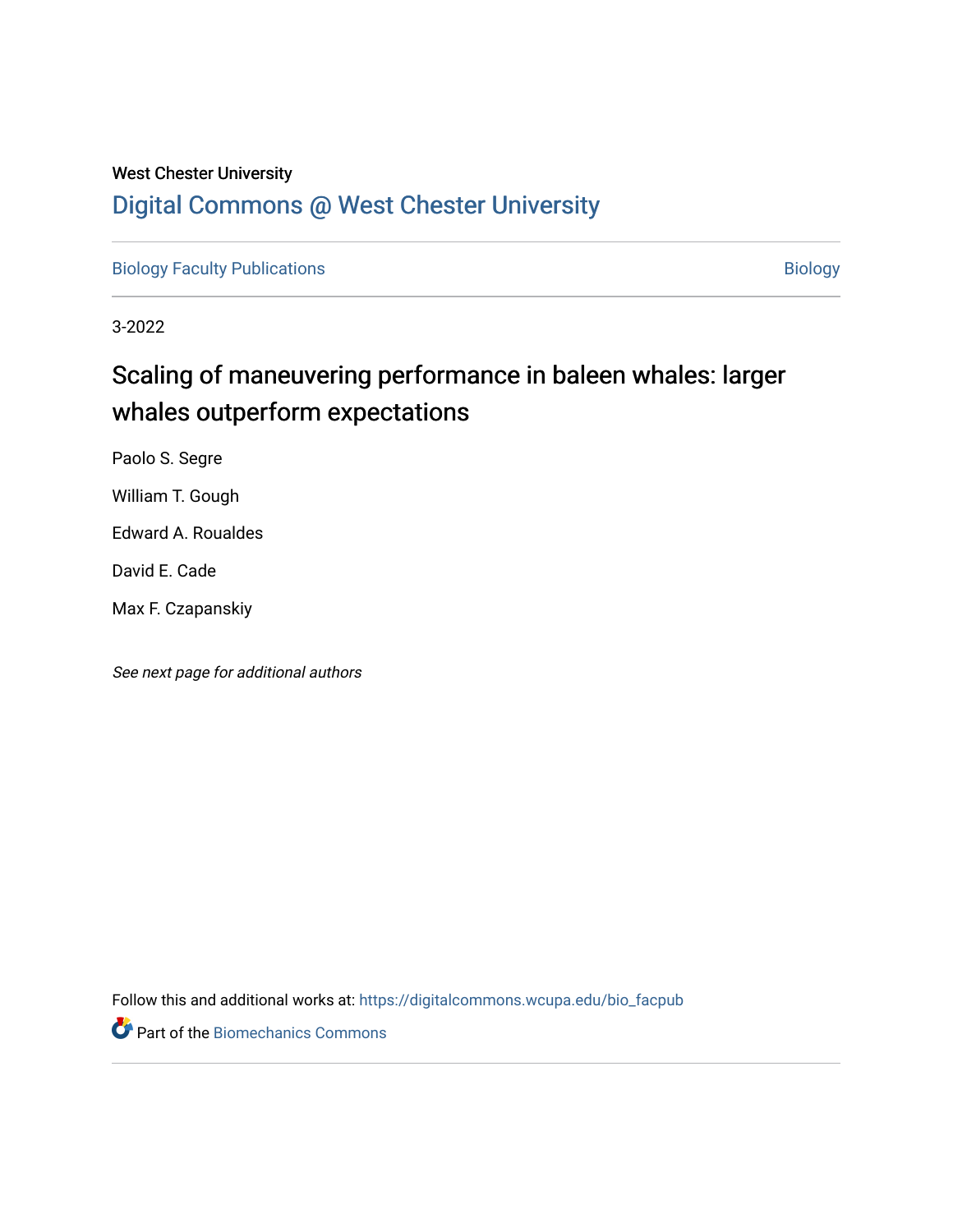West Chester University

# Digital Commons @ West Chester University

Biology Faculty Publications

Biology

3-2022

## Scaling of maneuvering performance in baleen whales: larger whales outperform expectations

Paolo S. Segre

William T. Gough

Edward A. Roualdes

David E. Cade

Max F. Czapanskiy

*See next page for additional authors*

Follow this and additional works at: https://digitalcommons.wcupa.edu/bio_facpub

Part of the Biomechanics Commons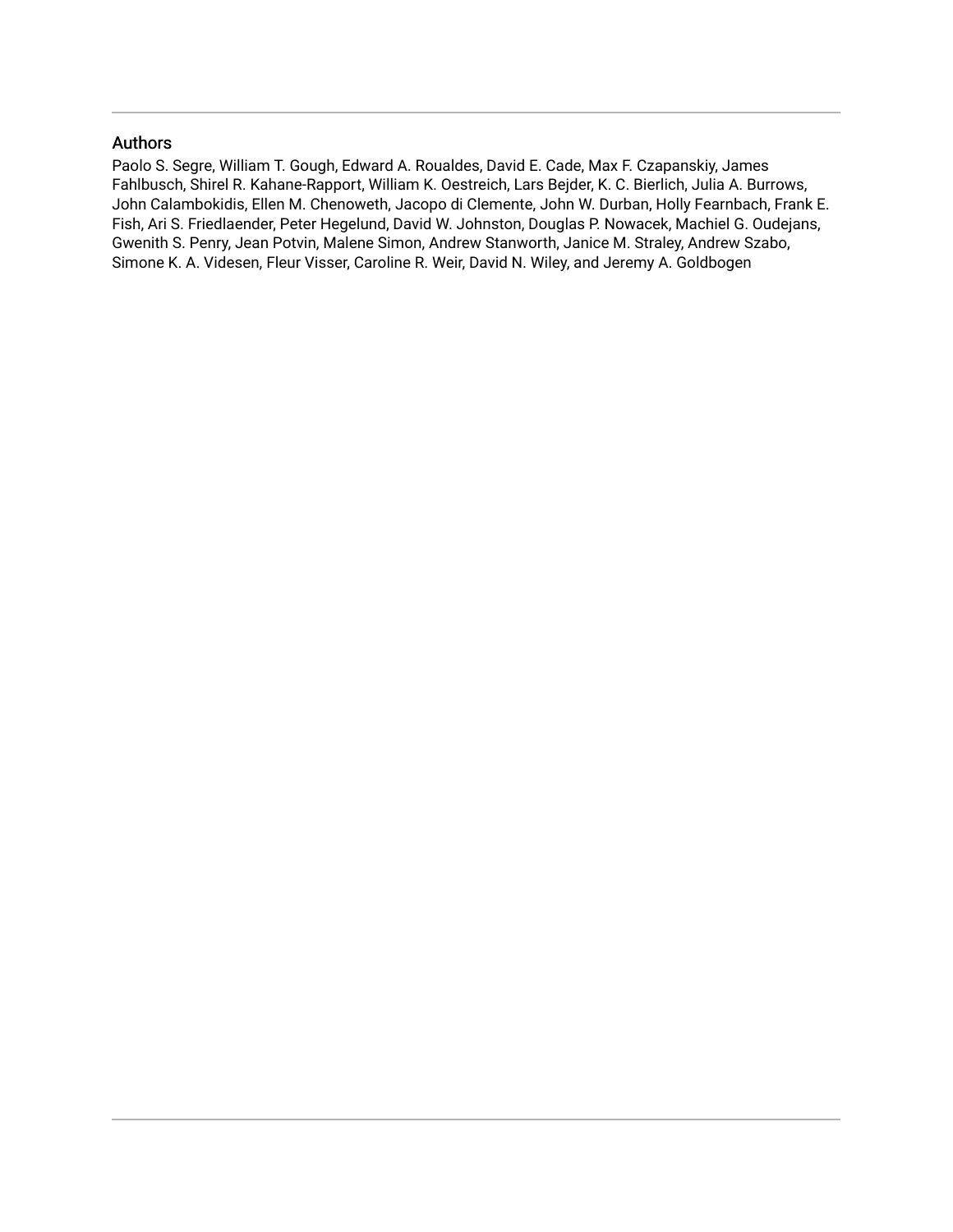## Authors

Paolo S. Segre, William T. Gough, Edward A. Roualdes, David E. Cade, Max F. Czapanskiy, James Fahlbusch, Shirel R. Kahane-Rapport, William K. Oestreich, Lars Bejder, K. C. Bierlich, Julia A. Burrows, John Calambokidis, Ellen M. Chenoweth, Jacopo di Clemente, John W. Durban, Holly Fearnbach, Frank E. Fish, Ari S. Friedlaender, Peter Hegelund, David W. Johnston, Douglas P. Nowacek, Machiel G. Oudejans, Gwenith S. Penry, Jean Potvin, Malene Simon, Andrew Stanworth, Janice M. Straley, Andrew Szabo, Simone K. A. Videsen, Fleur Visser, Caroline R. Weir, David N. Wiley, and Jeremy A. Goldbogen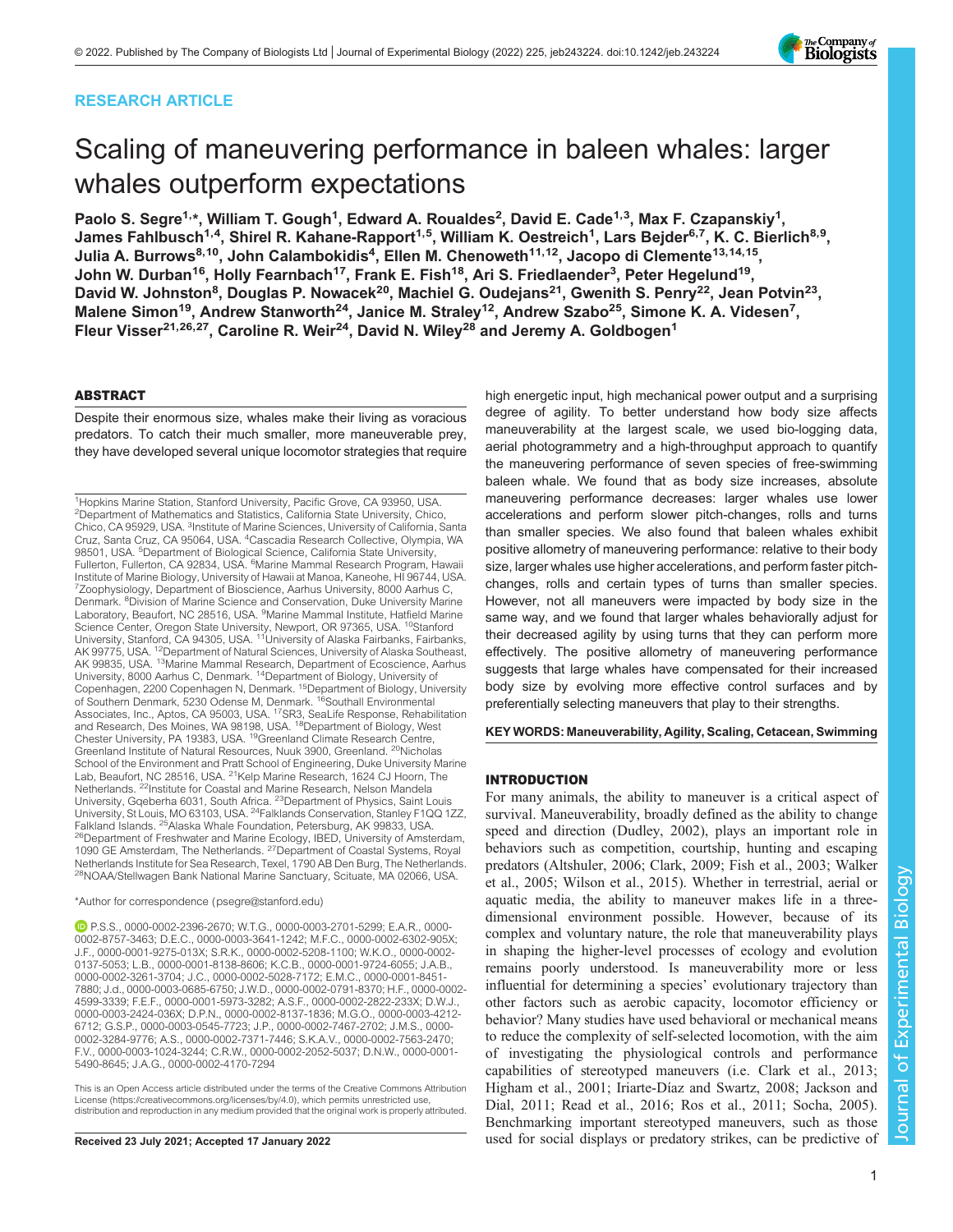# RESEARCH ARTICLE

# Scaling of maneuvering performance in baleen whales: larger whales outperform expectations

**Paolo S. Segre[1,*], William T. Gough[1], Edward A. Roualdes[2], David E. Cade[1,3], Max F. Czapanskiy[1], James Fahlbusch[1,4], Shirel R. Kahane-Rapport[1,5], William K. Oestreich[1], Lars Bejder[6,7], K. C. Bierlich[8,9], Julia A. Burrows[8,10], John Calambokidis[4], Ellen M. Chenoweth[11,12], Jacopo di Clemente[13,14,15], John W. Durban[16], Holly Fearnbach[17], Frank E. Fish[18], Ari S. Friedlaender[3], Peter Hegelund[19], David W. Johnston[8], Douglas P. Nowacek[20], Machiel G. Oudejans[21], Gwenith S. Penry[22], Jean Potvin[23], Malene Simon[19], Andrew Stanworth[24], Janice M. Straley[12], Andrew Szabo[25], Simone K. A. Videsen[7], Fleur Visser[21,26,27], Caroline R. Weir[24], David N. Wiley[28] and Jeremy A. Goldbogen[1]**

## ABSTRACT

Despite their enormous size, whales make their living as voracious predators. To catch their much smaller, more maneuverable prey, they have developed several unique locomotor strategies that require high energetic input, high mechanical power output and a surprising degree of agility. To better understand how body size affects maneuverability at the largest scale, we used bio-logging data, aerial photogrammetry and a high-throughput approach to quantify the maneuvering performance of seven species of free-swimming baleen whale. We found that as body size increases, absolute maneuvering performance decreases: larger whales use lower accelerations and perform slower pitch-changes, rolls and turns than smaller species. We also found that baleen whales exhibit positive allometry of maneuvering performance: relative to their body size, larger whales use higher accelerations, and perform faster pitch-changes, rolls and certain types of turns than smaller species. However, not all maneuvers were impacted by body size in the same way, and we found that larger whales behaviorally adjust for their decreased agility by using turns that they can perform more effectively. The positive allometry of maneuvering performance suggests that large whales have compensated for their increased body size by evolving more effective control surfaces and by preferentially selecting maneuvers that play to their strengths.

**KEY WORDS: Maneuverability, Agility, Scaling, Cetacean, Swimming**

[1]Hopkins Marine Station, Stanford University, Pacific Grove, CA 93950, USA. [2]Department of Mathematics and Statistics, California State University, Chico, Chico, CA 95929, USA. [3]Institute of Marine Sciences, University of California, Santa Cruz, Santa Cruz, CA 95064, USA. [4]Cascadia Research Collective, Olympia, WA 98501, USA. [5]Department of Biological Science, California State University, Fullerton, Fullerton, CA 92834, USA. [6]Marine Mammal Research Program, Hawaii Institute of Marine Biology, University of Hawaii at Manoa, Kaneohe, HI 96744, USA. [7]Zoophysiology, Department of Bioscience, Aarhus University, 8000 Aarhus C, Denmark. [8]Division of Marine Science and Conservation, Duke University Marine Laboratory, Beaufort, NC 28516, USA. [9]Marine Mammal Institute, Hatfield Marine Science Center, Oregon State University, Newport, OR 97365, USA. [10]Stanford University, Stanford, CA 94305, USA. [11]University of Alaska Fairbanks, Fairbanks, AK 99775, USA. [12]Department of Natural Sciences, University of Alaska Southeast, AK 99835, USA. [13]Marine Mammal Research, Department of Ecoscience, Aarhus University, 8000 Aarhus C, Denmark. [14]Department of Biology, University of Copenhagen, 2200 Copenhagen N, Denmark. [15]Department of Biology, University of Southern Denmark, 5230 Odense M, Denmark. [16]Southall Environmental Associates, Inc., Aptos, CA 95003, USA. [17]SR3, SeaLife Response, Rehabilitation and Research, Des Moines, WA 98198, USA. [18]Department of Biology, West Chester University, PA 19383, USA. [19]Greenland Climate Research Centre, Greenland Institute of Natural Resources, Nuuk 3900, Greenland. [20]Nicholas School of the Environment and Pratt School of Engineering, Duke University Marine Lab, Beaufort, NC 28516, USA. [21]Kelp Marine Research, 1624 CJ Hoorn, The Netherlands. [22]Institute for Coastal and Marine Research, Nelson Mandela University, Gqeberha 6031, South Africa. [23]Department of Physics, Saint Louis University, St Louis, MO 63103, USA. [24]Falklands Conservation, Stanley F1QQ 1ZZ, Falkland Islands. [25]Alaska Whale Foundation, Petersburg, AK 99833, USA. [26]Department of Freshwater and Marine Ecology, IBED, University of Amsterdam, 1090 GE Amsterdam, The Netherlands. [27]Department of Coastal Systems, Royal Netherlands Institute for Sea Research, Texel, 1790 AB Den Burg, The Netherlands. [28]NOAA/Stellwagen Bank National Marine Sanctuary, Scituate, MA 02066, USA.

*Author for correspondence (psegre@stanford.edu)

P.S.S., 0000-0002-2396-2670; W.T.G., 0000-0003-2701-5299; E.A.R., 0000-0002-8757-3463; D.E.C., 0000-0003-3641-1242; M.F.C., 0000-0002-6302-905X; J.F., 0000-0001-9275-013X; S.R.K., 0000-0002-5208-1100; W.K.O., 0000-0002-0137-5053; L.B., 0000-0001-8138-8606; K.C.B., 0000-0001-9724-6055; J.A.B., 0000-0002-3261-3704; J.C., 0000-0002-5028-7172; E.M.C., 0000-0001-8451-7880; J.d., 0000-0003-0685-6750; J.W.D., 0000-0002-0791-8370; H.F., 0000-0002-4599-3339; F.E.F., 0000-0001-5973-3282; A.S.F., 0000-0002-2822-233X; D.W.J., 0000-0003-2424-036X; D.P.N., 0000-0002-8137-1836; M.G.O., 0000-0003-4212-6712; G.S.P., 0000-0003-0545-7723; J.P., 0000-0002-7467-2702; J.M.S., 0000-0002-3284-9776; A.S., 0000-0002-7371-7446; S.K.A.V., 0000-0002-7563-2470; F.V., 0000-0003-1024-3244; C.R.W., 0000-0002-2052-5037; D.N.W., 0000-0001-5490-8645; J.A.G., 0000-0002-4170-7294

This is an Open Access article distributed under the terms of the Creative Commons Attribution License (https://creativecommons.org/licenses/by/4.0), which permits unrestricted use, distribution and reproduction in any medium provided that the original work is properly attributed.

Received 23 July 2021; Accepted 17 January 2022

## INTRODUCTION

For many animals, the ability to maneuver is a critical aspect of survival. Maneuverability, broadly defined as the ability to change speed and direction (Dudley, 2002), plays an important role in behaviors such as competition, courtship, hunting and escaping predators (Altshuler, 2006; Clark, 2009; Fish et al., 2003; Walker et al., 2005; Wilson et al., 2015). Whether in terrestrial, aerial or aquatic media, the ability to maneuver makes life in a three-dimensional environment possible. However, because of its complex and voluntary nature, the role that maneuverability plays in shaping the higher-level processes of ecology and evolution remains poorly understood. Is maneuverability more or less influential for determining a species' evolutionary trajectory than other factors such as aerobic capacity, locomotor efficiency or behavior? Many studies have used behavioral or mechanical means to reduce the complexity of self-selected locomotion, with the aim of investigating the physiological controls and performance capabilities of stereotyped maneuvers (i.e. Clark et al., 2013; Higham et al., 2001; Iriarte-Díaz and Swartz, 2008; Jackson and Dial, 2011; Read et al., 2016; Ros et al., 2011; Socha, 2005). Benchmarking important stereotyped maneuvers, such as those used for social displays or predatory strikes, can be predictive of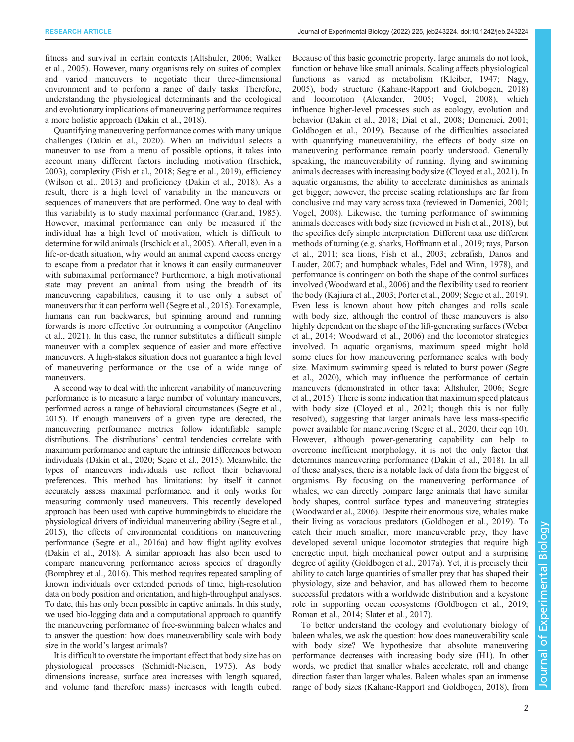fitness and survival in certain contexts (Altshuler, 2006; Walker et al., 2005). However, many organisms rely on suites of complex and varied maneuvers to negotiate their three-dimensional environment and to perform a range of daily tasks. Therefore, understanding the physiological determinants and the ecological and evolutionary implications of maneuvering performance requires a more holistic approach (Dakin et al., 2018).

Quantifying maneuvering performance comes with many unique challenges (Dakin et al., 2020). When an individual selects a maneuver to use from a menu of possible options, it takes into account many different factors including motivation (Irschick, 2003), complexity (Fish et al., 2018; Segre et al., 2019), efficiency (Wilson et al., 2013) and proficiency (Dakin et al., 2018). As a result, there is a high level of variability in the maneuvers or sequences of maneuvers that are performed. One way to deal with this variability is to study maximal performance (Garland, 1985). However, maximal performance can only be measured if the individual has a high level of motivation, which is difficult to determine for wild animals (Irschick et al., 2005). After all, even in a life-or-death situation, why would an animal expend excess energy to escape from a predator that it knows it can easily outmaneuver with submaximal performance? Furthermore, a high motivational state may prevent an animal from using the breadth of its maneuvering capabilities, causing it to use only a subset of maneuvers that it can perform well (Segre et al., 2015). For example, humans can run backwards, but spinning around and running forwards is more effective for outrunning a competitor (Angelino et al., 2021). In this case, the runner substitutes a difficult simple maneuver with a complex sequence of easier and more effective maneuvers. A high-stakes situation does not guarantee a high level of maneuvering performance or the use of a wide range of maneuvers.

A second way to deal with the inherent variability of maneuvering performance is to measure a large number of voluntary maneuvers, performed across a range of behavioral circumstances (Segre et al., 2015). If enough maneuvers of a given type are detected, the maneuvering performance metrics follow identifiable sample distributions. The distributions' central tendencies correlate with maximum performance and capture the intrinsic differences between individuals (Dakin et al., 2020; Segre et al., 2015). Meanwhile, the types of maneuvers individuals use reflect their behavioral preferences. This method has limitations: by itself it cannot accurately assess maximal performance, and it only works for measuring commonly used maneuvers. This recently developed approach has been used with captive hummingbirds to elucidate the physiological drivers of individual maneuvering ability (Segre et al., 2015), the effects of environmental conditions on maneuvering performance (Segre et al., 2016a) and how flight agility evolves (Dakin et al., 2018). A similar approach has also been used to compare maneuvering performance across species of dragonfly (Bomphrey et al., 2016). This method requires repeated sampling of known individuals over extended periods of time, high-resolution data on body position and orientation, and high-throughput analyses. To date, this has only been possible in captive animals. In this study, we used bio-logging data and a computational approach to quantify the maneuvering performance of free-swimming baleen whales and to answer the question: how does maneuverability scale with body size in the world's largest animals?

It is difficult to overstate the important effect that body size has on physiological processes (Schmidt-Nielsen, 1975). As body dimensions increase, surface area increases with length squared, and volume (and therefore mass) increases with length cubed. Because of this basic geometric property, large animals do not look, function or behave like small animals. Scaling affects physiological functions as varied as metabolism (Kleiber, 1947; Nagy, 2005), body structure (Kahane-Rapport and Goldbogen, 2018) and locomotion (Alexander, 2005; Vogel, 2008), which influence higher-level processes such as ecology, evolution and behavior (Dakin et al., 2018; Dial et al., 2008; Domenici, 2001; Goldbogen et al., 2019). Because of the difficulties associated with quantifying maneuverability, the effects of body size on maneuvering performance remain poorly understood. Generally speaking, the maneuverability of running, flying and swimming animals decreases with increasing body size (Cloyed et al., 2021). In aquatic organisms, the ability to accelerate diminishes as animals get bigger; however, the precise scaling relationships are far from conclusive and may vary across taxa (reviewed in Domenici, 2001; Vogel, 2008). Likewise, the turning performance of swimming animals decreases with body size (reviewed in Fish et al., 2018), but the specifics defy simple interpretation. Different taxa use different methods of turning (e.g. sharks, Hoffmann et al., 2019; rays, Parson et al., 2011; sea lions, Fish et al., 2003; zebrafish, Danos and Lauder, 2007; and humpback whales, Edel and Winn, 1978), and performance is contingent on both the shape of the control surfaces involved (Woodward et al., 2006) and the flexibility used to reorient the body (Kajiura et al., 2003; Porter et al., 2009; Segre et al., 2019). Even less is known about how pitch changes and rolls scale with body size, although the control of these maneuvers is also highly dependent on the shape of the lift-generating surfaces (Weber et al., 2014; Woodward et al., 2006) and the locomotor strategies involved. In aquatic organisms, maximum speed might hold some clues for how maneuvering performance scales with body size. Maximum swimming speed is related to burst power (Segre et al., 2020), which may influence the performance of certain maneuvers (demonstrated in other taxa; Altshuler, 2006; Segre et al., 2015). There is some indication that maximum speed plateaus with body size (Cloyed et al., 2021; though this is not fully resolved), suggesting that larger animals have less mass-specific power available for maneuvering (Segre et al., 2020, their eqn 10). However, although power-generating capability can help to overcome inefficient morphology, it is not the only factor that determines maneuvering performance (Dakin et al., 2018). In all of these analyses, there is a notable lack of data from the biggest of organisms. By focusing on the maneuvering performance of whales, we can directly compare large animals that have similar body shapes, control surface types and maneuvering strategies (Woodward et al., 2006). Despite their enormous size, whales make their living as voracious predators (Goldbogen et al., 2019). To catch their much smaller, more maneuverable prey, they have developed several unique locomotor strategies that require high energetic input, high mechanical power output and a surprising degree of agility (Goldbogen et al., 2017a). Yet, it is precisely their ability to catch large quantities of smaller prey that has shaped their physiology, size and behavior, and has allowed them to become successful predators with a worldwide distribution and a keystone role in supporting ocean ecosystems (Goldbogen et al., 2019; Roman et al., 2014; Slater et al., 2017).

To better understand the ecology and evolutionary biology of baleen whales, we ask the question: how does maneuverability scale with body size? We hypothesize that absolute maneuvering performance decreases with increasing body size (H1). In other words, we predict that smaller whales accelerate, roll and change direction faster than larger whales. Baleen whales span an immense range of body sizes (Kahane-Rapport and Goldbogen, 2018), from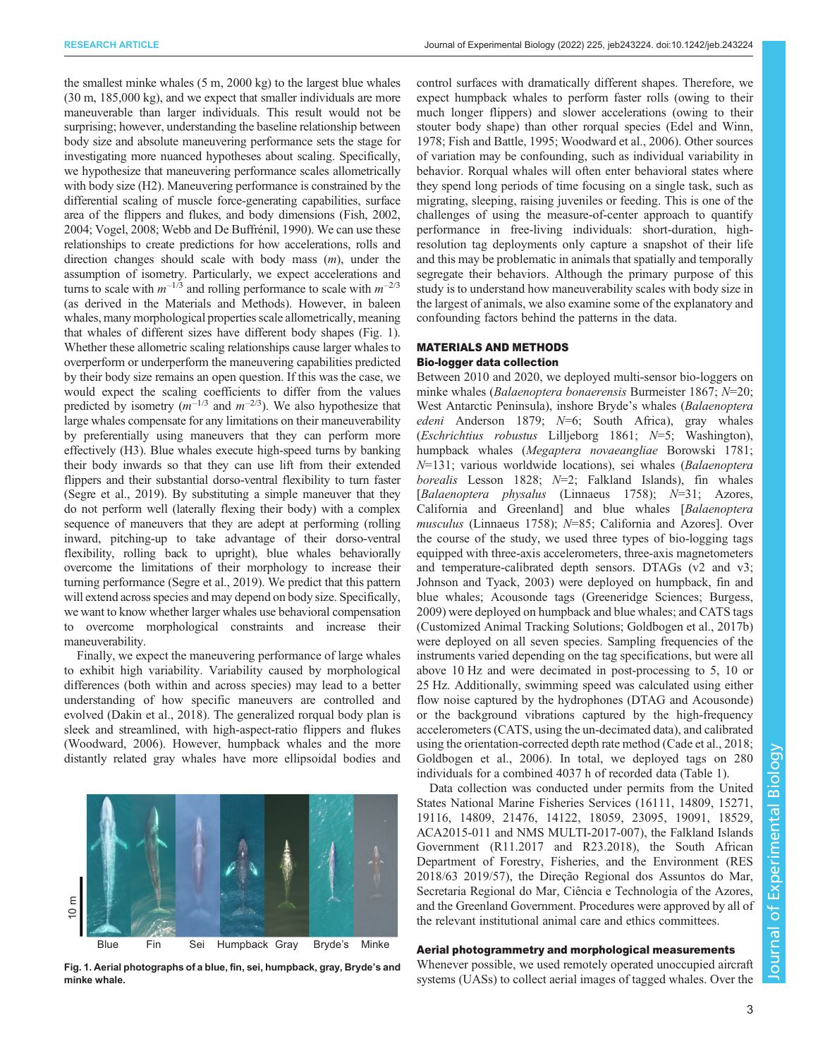the smallest minke whales (5 m, 2000 kg) to the largest blue whales (30 m, 185,000 kg), and we expect that smaller individuals are more maneuverable than larger individuals. This result would not be surprising; however, understanding the baseline relationship between body size and absolute maneuvering performance sets the stage for investigating more nuanced hypotheses about scaling. Specifically, we hypothesize that maneuvering performance scales allometrically with body size (H2). Maneuvering performance is constrained by the differential scaling of muscle force-generating capabilities, surface area of the flippers and flukes, and body dimensions (Fish, 2002, 2004; Vogel, 2008; Webb and De Buffrénil, 1990). We can use these relationships to create predictions for how accelerations, rolls and direction changes should scale with body mass ($m$), under the assumption of isometry. Particularly, we expect accelerations and turns to scale with $m^{-1/3}$ and rolling performance to scale with $m^{-2/3}$ (as derived in the Materials and Methods). However, in baleen whales, many morphological properties scale allometrically, meaning that whales of different sizes have different body shapes (Fig. 1). Whether these allometric scaling relationships cause larger whales to overperform or underperform the maneuvering capabilities predicted by their body size remains an open question. If this was the case, we would expect the scaling coefficients to differ from the values predicted by isometry ($m^{-1/3}$ and $m^{-2/3}$). We also hypothesize that large whales compensate for any limitations on their maneuverability by preferentially using maneuvers that they can perform more effectively (H3). Blue whales execute high-speed turns by banking their body inwards so that they can use lift from their extended flippers and their substantial dorso-ventral flexibility to turn faster (Segre et al., 2019). By substituting a simple maneuver that they do not perform well (laterally flexing their body) with a complex sequence of maneuvers that they are adept at performing (rolling inward, pitching-up to take advantage of their dorso-ventral flexibility, rolling back to upright), blue whales behaviorally overcome the limitations of their morphology to increase their turning performance (Segre et al., 2019). We predict that this pattern will extend across species and may depend on body size. Specifically, we want to know whether larger whales use behavioral compensation to overcome morphological constraints and increase their maneuverability.

Finally, we expect the maneuvering performance of large whales to exhibit high variability. Variability caused by morphological differences (both within and across species) may lead to a better understanding of how specific maneuvers are controlled and evolved (Dakin et al., 2018). The generalized rorqual body plan is sleek and streamlined, with high-aspect-ratio flippers and flukes (Woodward, 2006). However, humpback whales and the more distantly related gray whales have more ellipsoidal bodies and control surfaces with dramatically different shapes. Therefore, we expect humpback whales to perform faster rolls (owing to their much longer flippers) and slower accelerations (owing to their stouter body shape) than other rorqual species (Edel and Winn, 1978; Fish and Battle, 1995; Woodward et al., 2006). Other sources of variation may be confounding, such as individual variability in behavior. Rorqual whales will often enter behavioral states where they spend long periods of time focusing on a single task, such as migrating, sleeping, raising juveniles or feeding. This is one of the challenges of using the measure-of-center approach to quantify performance in free-living individuals: short-duration, high-resolution tag deployments only capture a snapshot of their life and this may be problematic in animals that spatially and temporally segregate their behaviors. Although the primary purpose of this study is to understand how maneuverability scales with body size in the largest of animals, we also examine some of the explanatory and confounding factors behind the patterns in the data.

Fig. 1. Aerial photographs of a blue, fin, sei, humpback, gray, Bryde's and minke whale.

## MATERIALS AND METHODS

### Bio-logger data collection

Between 2010 and 2020, we deployed multi-sensor bio-loggers on minke whales (*Balaenoptera bonaerensis* Burmeister 1867; $N$=20; West Antarctic Peninsula), inshore Bryde's whales (*Balaenoptera edeni* Anderson 1879; $N$=6; South Africa), gray whales (*Eschrichtius robustus* Lilljeborg 1861; $N$=5; Washington), humpback whales (*Megaptera novaeangliae* Borowski 1781; $N$=131; various worldwide locations), sei whales (*Balaenoptera borealis* Lesson 1828; $N$=2; Falkland Islands), fin whales [*Balaenoptera physalus* (Linnaeus 1758); $N$=31; Azores, California and Greenland] and blue whales [*Balaenoptera musculus* (Linnaeus 1758); $N$=85; California and Azores]. Over the course of the study, we used three types of bio-logging tags equipped with three-axis accelerometers, three-axis magnetometers and temperature-calibrated depth sensors. DTAGs (v2 and v3; Johnson and Tyack, 2003) were deployed on humpback, fin and blue whales; Acousonde tags (Greeneridge Sciences; Burgess, 2009) were deployed on humpback and blue whales; and CATS tags (Customized Animal Tracking Solutions; Goldbogen et al., 2017b) were deployed on all seven species. Sampling frequencies of the instruments varied depending on the tag specifications, but were all above 10 Hz and were decimated in post-processing to 5, 10 or 25 Hz. Additionally, swimming speed was calculated using either flow noise captured by the hydrophones (DTAG and Acousonde) or the background vibrations captured by the high-frequency accelerometers (CATS, using the un-decimated data), and calibrated using the orientation-corrected depth rate method (Cade et al., 2018; Goldbogen et al., 2006). In total, we deployed tags on 280 individuals for a combined 4037 h of recorded data (Table 1).

Data collection was conducted under permits from the United States National Marine Fisheries Services (16111, 14809, 15271, 19116, 14809, 21476, 14122, 18059, 23095, 19091, 18529, ACA2015-011 and NMS MULTI-2017-007), the Falkland Islands Government (R11.2017 and R23.2018), the South African Department of Forestry, Fisheries, and the Environment (RES 2018/63 2019/57), the Direção Regional dos Assuntos do Mar, Secretaria Regional do Mar, Ciência e Technologia of the Azores, and the Greenland Government. Procedures were approved by all of the relevant institutional animal care and ethics committees.

### Aerial photogrammetry and morphological measurements

Whenever possible, we used remotely operated unoccupied aircraft systems (UASs) to collect aerial images of tagged whales. Over the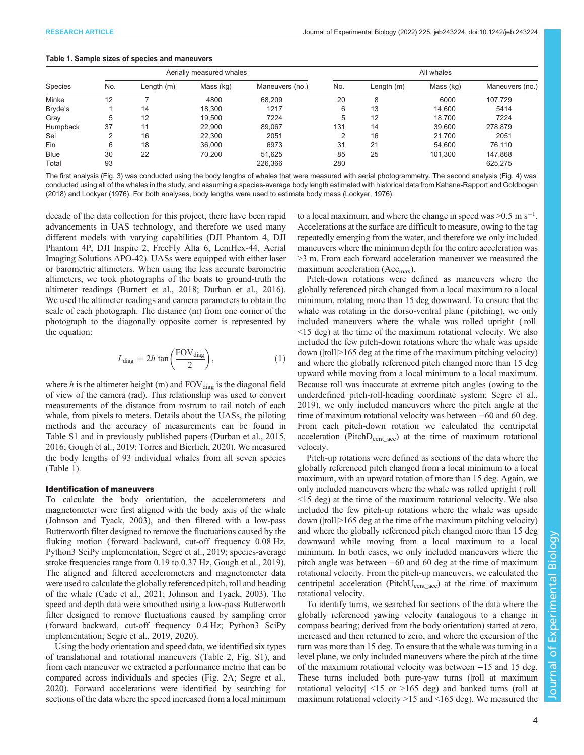**Table 1. Sample sizes of species and maneuvers**

| Species | Aerially measured whales | | | | All whales | | | |
|---|---|---|---|---|---|---|---|---|
| | No. | Length (m) | Mass (kg) | Maneuvers (no.) | No. | Length (m) | Mass (kg) | Maneuvers (no.) |
| Minke | 12 | 7 | 4800 | 68,209 | 20 | 8 | 6000 | 107,729 |
| Bryde's | 1 | 14 | 18,300 | 1217 | 6 | 13 | 14,600 | 5414 |
| Gray | 5 | 12 | 19,500 | 7224 | 5 | 12 | 18,700 | 7224 |
| Humpback | 37 | 11 | 22,900 | 89,067 | 131 | 14 | 39,600 | 278,879 |
| Sei | 2 | 16 | 22,300 | 2051 | 2 | 16 | 21,700 | 2051 |
| Fin | 6 | 18 | 36,000 | 6973 | 31 | 21 | 54,600 | 76,110 |
| Blue | 30 | 22 | 70,200 | 51,625 | 85 | 25 | 101,300 | 147,868 |
| Total | 93 | | | 226,366 | 280 | | | 625,275 |

The first analysis (Fig. 3) was conducted using the body lengths of whales that were measured with aerial photogrammetry. The second analysis (Fig. 4) was conducted using all of the whales in the study, and assuming a species-average body length estimated with historical data from Kahane-Rapport and Goldbogen (2018) and Lockyer (1976). For both analyses, body lengths were used to estimate body mass (Lockyer, 1976).

decade of the data collection for this project, there have been rapid advancements in UAS technology, and therefore we used many different models with varying capabilities (DJI Phantom 4, DJI Phantom 4P, DJI Inspire 2, FreeFly Alta 6, LemHex-44, Aerial Imaging Solutions APO-42). UASs were equipped with either laser or barometric altimeters. When using the less accurate barometric altimeters, we took photographs of the boats to ground-truth the altimeter readings (Burnett et al., 2018; Durban et al., 2016). We used the altimeter readings and camera parameters to obtain the scale of each photograph. The distance (m) from one corner of the photograph to the diagonally opposite corner is represented by the equation:

$$L_{\mathrm{diag}} = 2h \tan\left(\frac{\mathrm{FOV}_{\mathrm{diag}}}{2}\right), \tag{1}$$

where $h$ is the altimeter height (m) and $\mathrm{FOV}_{\mathrm{diag}}$ is the diagonal field of view of the camera (rad). This relationship was used to convert measurements of the distance from rostrum to tail notch of each whale, from pixels to meters. Details about the UASs, the piloting methods and the accuracy of measurements can be found in Table S1 and in previously published papers (Durban et al., 2015, 2016; Gough et al., 2019; Torres and Bierlich, 2020). We measured the body lengths of 93 individual whales from all seven species (Table 1).

### Identification of maneuvers

To calculate the body orientation, the accelerometers and magnetometer were first aligned with the body axis of the whale (Johnson and Tyack, 2003), and then filtered with a low-pass Butterworth filter designed to remove the fluctuations caused by the fluking motion (forward–backward, cut-off frequency 0.08 Hz, Python3 SciPy implementation, Segre et al., 2019; species-average stroke frequencies range from 0.19 to 0.37 Hz, Gough et al., 2019). The aligned and filtered accelerometers and magnetometer data were used to calculate the globally referenced pitch, roll and heading of the whale (Cade et al., 2021; Johnson and Tyack, 2003). The speed and depth data were smoothed using a low-pass Butterworth filter designed to remove fluctuations caused by sampling error (forward–backward, cut-off frequency 0.4 Hz; Python3 SciPy implementation; Segre et al., 2019, 2020).

Using the body orientation and speed data, we identified six types of translational and rotational maneuvers (Table 2, Fig. S1), and from each maneuver we extracted a performance metric that can be compared across individuals and species (Fig. 2A; Segre et al., 2020). Forward accelerations were identified by searching for sections of the data where the speed increased from a local minimum to a local maximum, and where the change in speed was >0.5 m s$^{-1}$. Accelerations at the surface are difficult to measure, owing to the tag repeatedly emerging from the water, and therefore we only included maneuvers where the minimum depth for the entire acceleration was >3 m. From each forward acceleration maneuver we measured the maximum acceleration ($\mathrm{Acc}_{\mathrm{max}}$).

Pitch-down rotations were defined as maneuvers where the globally referenced pitch changed from a local maximum to a local minimum, rotating more than 15 deg downward. To ensure that the whale was rotating in the dorso-ventral plane (pitching), we only included maneuvers where the whale was rolled upright (|roll| <15 deg) at the time of the maximum rotational velocity. We also included the few pitch-down rotations where the whale was upside down (|roll|>165 deg at the time of the maximum pitching velocity) and where the globally referenced pitch changed more than 15 deg upward while moving from a local minimum to a local maximum. Because roll was inaccurate at extreme pitch angles (owing to the underdefined pitch-roll-heading coordinate system; Segre et al., 2019), we only included maneuvers where the pitch angle at the time of maximum rotational velocity was between −60 and 60 deg. From each pitch-down rotation we calculated the centripetal acceleration ($\mathrm{PitchD}_{\mathrm{cent\_acc}}$) at the time of maximum rotational velocity.

Pitch-up rotations were defined as sections of the data where the globally referenced pitch changed from a local minimum to a local maximum, with an upward rotation of more than 15 deg. Again, we only included maneuvers where the whale was rolled upright (|roll| <15 deg) at the time of the maximum rotational velocity. We also included the few pitch-up rotations where the whale was upside down (|roll|>165 deg at the time of the maximum pitching velocity) and where the globally referenced pitch changed more than 15 deg downward while moving from a local maximum to a local minimum. In both cases, we only included maneuvers where the pitch angle was between −60 and 60 deg at the time of maximum rotational velocity. From the pitch-up maneuvers, we calculated the centripetal acceleration ($\mathrm{PitchU}_{\mathrm{cent\_acc}}$) at the time of maximum rotational velocity.

To identify turns, we searched for sections of the data where the globally referenced yawing velocity (analogous to a change in compass bearing; derived from the body orientation) started at zero, increased and then returned to zero, and where the excursion of the turn was more than 15 deg. To ensure that the whale was turning in a level plane, we only included maneuvers where the pitch at the time of the maximum rotational velocity was between −15 and 15 deg. These turns included both pure-yaw turns (|roll at maximum rotational velocity| <15 or >165 deg) and banked turns (roll at maximum rotational velocity >15 and <165 deg). We measured the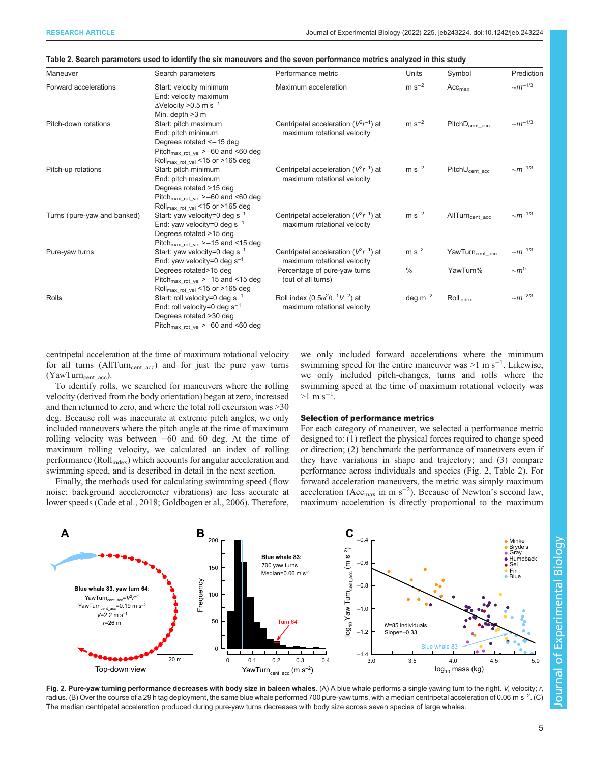**Table 2. Search parameters used to identify the six maneuvers and the seven performance metrics analyzed in this study**

| Maneuver | Search parameters | Performance metric | Units | Symbol | Prediction |
|---|---|---|---|---|---|
| Forward accelerations | Start: velocity minimum<br>End: velocity maximum<br>ΔVelocity >0.5 m $s^{-1}$<br>Min. depth >3 m | Maximum acceleration | m $s^{-2}$ | $Acc_{max}$ | $\sim m^{-1/3}$ |
| Pitch-down rotations | Start: pitch maximum<br>End: pitch minimum<br>Degrees rotated <−15 deg<br>$Pitch_{max\_rot\_vel}$ >−60 and <60 deg<br>$Roll_{max\_rot\_vel}$ <15 or >165 deg | Centripetal acceleration ($V^2r^{-1}$) at maximum rotational velocity | m $s^{-2}$ | $PitchD_{cent\_acc}$ | $\sim m^{-1/3}$ |
| Pitch-up rotations | Start: pitch minimum<br>End: pitch maximum<br>Degrees rotated >15 deg<br>$Pitch_{max\_rot\_vel}$ >−60 and <60 deg<br>$Roll_{max\_rot\_vel}$ <15 or >165 deg | Centripetal acceleration ($V^2r^{-1}$) at maximum rotational velocity | m $s^{-2}$ | $PitchU_{cent\_acc}$ | $\sim m^{-1/3}$ |
| Turns (pure-yaw and banked) | Start: yaw velocity=0 deg $s^{-1}$<br>End: yaw velocity=0 deg $s^{-1}$<br>Degrees rotated >15 deg<br>$Pitch_{max\_rot\_vel}$ >−15 and <15 deg | Centripetal acceleration ($V^2r^{-1}$) at maximum rotational velocity | m $s^{-2}$ | $AllTurn_{cent\_acc}$ | $\sim m^{-1/3}$ |
| Pure-yaw turns | Start: yaw velocity=0 deg $s^{-1}$<br>End: yaw velocity=0 deg $s^{-1}$<br>Degrees rotated>15 deg<br>$Pitch_{max\_rot\_vel}$ >−15 and <15 deg<br>$Roll_{max\_rot\_vel}$ <15 or >165 deg | Centripetal acceleration ($V^2r^{-1}$) at maximum rotational velocity<br>Percentage of pure-yaw turns (out of all turns) | m $s^{-2}$<br>% | $YawTurn_{cent\_acc}$<br>YawTurn% | $\sim m^{-1/3}$<br>$\sim m^{0}$ |
| Rolls | Start: roll velocity=0 deg $s^{-1}$<br>End: roll velocity=0 deg $s^{-1}$<br>Degrees rotated >30 deg<br>$Pitch_{max\_rot\_vel}$ >−60 and <60 deg | Roll index ($0.5\omega^2\theta^{-1}V^{-2}$) at maximum rotational velocity | deg $m^{-2}$ | $Roll_{index}$ | $\sim m^{-2/3}$ |

centripetal acceleration at the time of maximum rotational velocity for all turns ($AllTurn_{cent\_acc}$) and for just the pure yaw turns ($YawTurn_{cent\_acc}$).

To identify rolls, we searched for maneuvers where the rolling velocity (derived from the body orientation) began at zero, increased and then returned to zero, and where the total roll excursion was >30 deg. Because roll was inaccurate at extreme pitch angles, we only included maneuvers where the pitch angle at the time of maximum rolling velocity was between −60 and 60 deg. At the time of maximum rolling velocity, we calculated an index of rolling performance ($Roll_{index}$) which accounts for angular acceleration and swimming speed, and is described in detail in the next section.

Finally, the methods used for calculating swimming speed (flow noise; background accelerometer vibrations) are less accurate at lower speeds (Cade et al., 2018; Goldbogen et al., 2006). Therefore, we only included forward accelerations where the minimum swimming speed for the entire maneuver was >1 m $s^{-1}$. Likewise, we only included pitch-changes, turns and rolls where the swimming speed at the time of maximum rotational velocity was >1 m $s^{-1}$.

### Selection of performance metrics

For each category of maneuver, we selected a performance metric designed to: (1) reflect the physical forces required to change speed or direction; (2) benchmark the performance of maneuvers even if they have variations in shape and trajectory; and (3) compare performance across individuals and species (Fig. 2, Table 2). For forward acceleration maneuvers, the metric was simply maximum acceleration ($Acc_{max}$ in m $s^{-2}$). Because of Newton's second law, maximum acceleration is directly proportional to the maximum

**Fig. 2. Pure-yaw turning performance decreases with body size in baleen whales.** (A) A blue whale performs a single yawing turn to the right. *V*, velocity; *r*, radius. (B) Over the course of a 29 h tag deployment, the same blue whale performed 700 pure-yaw turns, with a median centripetal acceleration of 0.06 m $s^{-2}$. (C) The median centripetal acceleration produced during pure-yaw turns decreases with body size across seven species of large whales.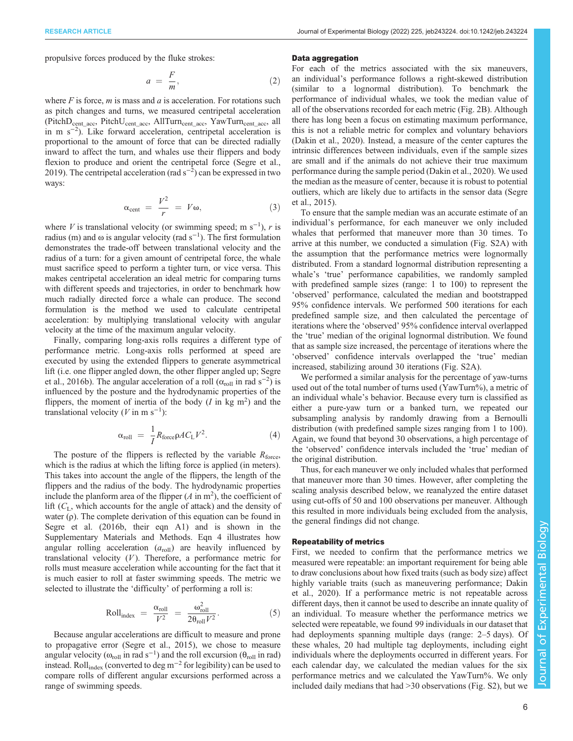propulsive forces produced by the fluke strokes:

$$a = \frac{F}{m}, \quad (2)$$

where $F$ is force, $m$ is mass and $a$ is acceleration. For rotations such as pitch changes and turns, we measured centripetal acceleration ($\mathrm{PitchD_{cent\_acc}}$, $\mathrm{PitchU_{cent\_acc}}$, $\mathrm{AllTurn_{cent\_acc}}$, $\mathrm{YawTurn_{cent\_acc}}$, all in m $s^{-2}$). Like forward acceleration, centripetal acceleration is proportional to the amount of force that can be directed radially inward to affect the turn, and whales use their flippers and body flexion to produce and orient the centripetal force (Segre et al., 2019). The centripetal acceleration (rad $s^{-2}$) can be expressed in two ways:

$$\alpha_{\mathrm{cent}} = \frac{V^2}{r} = V\omega, \quad (3)$$

where $V$ is translational velocity (or swimming speed; m $s^{-1}$), $r$ is radius (m) and $\omega$ is angular velocity (rad $s^{-1}$). The first formulation demonstrates the trade-off between translational velocity and the radius of a turn: for a given amount of centripetal force, the whale must sacrifice speed to perform a tighter turn, or vice versa. This makes centripetal acceleration an ideal metric for comparing turns with different speeds and trajectories, in order to benchmark how much radially directed force a whale can produce. The second formulation is the method we used to calculate centripetal acceleration: by multiplying translational velocity with angular velocity at the time of the maximum angular velocity.

Finally, comparing long-axis rolls requires a different type of performance metric. Long-axis rolls performed at speed are executed by using the extended flippers to generate asymmetrical lift (i.e. one flipper angled down, the other flipper angled up; Segre et al., 2016b). The angular acceleration of a roll ($\alpha_{\mathrm{roll}}$ in rad $s^{-2}$) is influenced by the posture and the hydrodynamic properties of the flippers, the moment of inertia of the body ($I$ in kg $m^2$) and the translational velocity ($V$ in m $s^{-1}$):

$$\alpha_{\mathrm{roll}} = \frac{1}{I} R_{\mathrm{force}} \rho A C_{\mathrm{L}} V^2. \quad (4)$$

The posture of the flippers is reflected by the variable $R_{\mathrm{force}}$, which is the radius at which the lifting force is applied (in meters). This takes into account the angle of the flippers, the length of the flippers and the radius of the body. The hydrodynamic properties include the planform area of the flipper ($A$ in $m^2$), the coefficient of lift ($C_{\mathrm{L}}$, which accounts for the angle of attack) and the density of water ($\rho$). The complete derivation of this equation can be found in Segre et al. (2016b, their eqn A1) and is shown in the Supplementary Materials and Methods. Eqn 4 illustrates how angular rolling acceleration ($a_{\mathrm{roll}}$) are heavily influenced by translational velocity ($V$). Therefore, a performance metric for rolls must measure acceleration while accounting for the fact that it is much easier to roll at faster swimming speeds. The metric we selected to illustrate the 'difficulty' of performing a roll is:

$$\mathrm{Roll_{index}} = \frac{\alpha_{\mathrm{roll}}}{V^2} = \frac{\omega_{\mathrm{roll}}^2}{2\theta_{\mathrm{roll}} V^2}. \quad (5)$$

Because angular accelerations are difficult to measure and prone to propagative error (Segre et al., 2015), we chose to measure angular velocity ($\omega_{\mathrm{roll}}$ in rad $s^{-1}$) and the roll excursion ($\theta_{\mathrm{roll}}$ in rad) instead. $\mathrm{Roll_{index}}$ (converted to deg $m^{-2}$ for legibility) can be used to compare rolls of different angular excursions performed across a range of swimming speeds.

### Data aggregation

For each of the metrics associated with the six maneuvers, an individual's performance follows a right-skewed distribution (similar to a lognormal distribution). To benchmark the performance of individual whales, we took the median value of all of the observations recorded for each metric (Fig. 2B). Although there has long been a focus on estimating maximum performance, this is not a reliable metric for complex and voluntary behaviors (Dakin et al., 2020). Instead, a measure of the center captures the intrinsic differences between individuals, even if the sample sizes are small and if the animals do not achieve their true maximum performance during the sample period (Dakin et al., 2020). We used the median as the measure of center, because it is robust to potential outliers, which are likely due to artifacts in the sensor data (Segre et al., 2015).

To ensure that the sample median was an accurate estimate of an individual's performance, for each maneuver we only included whales that performed that maneuver more than 30 times. To arrive at this number, we conducted a simulation (Fig. S2A) with the assumption that the performance metrics were lognormally distributed. From a standard lognormal distribution representing a whale's 'true' performance capabilities, we randomly sampled with predefined sample sizes (range: 1 to 100) to represent the 'observed' performance, calculated the median and bootstrapped 95% confidence intervals. We performed 500 iterations for each predefined sample size, and then calculated the percentage of iterations where the 'observed' 95% confidence interval overlapped the 'true' median of the original lognormal distribution. We found that as sample size increased, the percentage of iterations where the 'observed' confidence intervals overlapped the 'true' median increased, stabilizing around 30 iterations (Fig. S2A).

We performed a similar analysis for the percentage of yaw-turns used out of the total number of turns used (YawTurn%), a metric of an individual whale's behavior. Because every turn is classified as either a pure-yaw turn or a banked turn, we repeated our subsampling analysis by randomly drawing from a Bernoulli distribution (with predefined sample sizes ranging from 1 to 100). Again, we found that beyond 30 observations, a high percentage of the 'observed' confidence intervals included the 'true' median of the original distribution.

Thus, for each maneuver we only included whales that performed that maneuver more than 30 times. However, after completing the scaling analysis described below, we reanalyzed the entire dataset using cut-offs of 50 and 100 observations per maneuver. Although this resulted in more individuals being excluded from the analysis, the general findings did not change.

### Repeatability of metrics

First, we needed to confirm that the performance metrics we measured were repeatable: an important requirement for being able to draw conclusions about how fixed traits (such as body size) affect highly variable traits (such as maneuvering performance; Dakin et al., 2020). If a performance metric is not repeatable across different days, then it cannot be used to describe an innate quality of an individual. To measure whether the performance metrics we selected were repeatable, we found 99 individuals in our dataset that had deployments spanning multiple days (range: 2–5 days). Of these whales, 20 had multiple tag deployments, including eight individuals where the deployments occurred in different years. For each calendar day, we calculated the median values for the six performance metrics and we calculated the YawTurn%. We only included daily medians that had >30 observations (Fig. S2), but we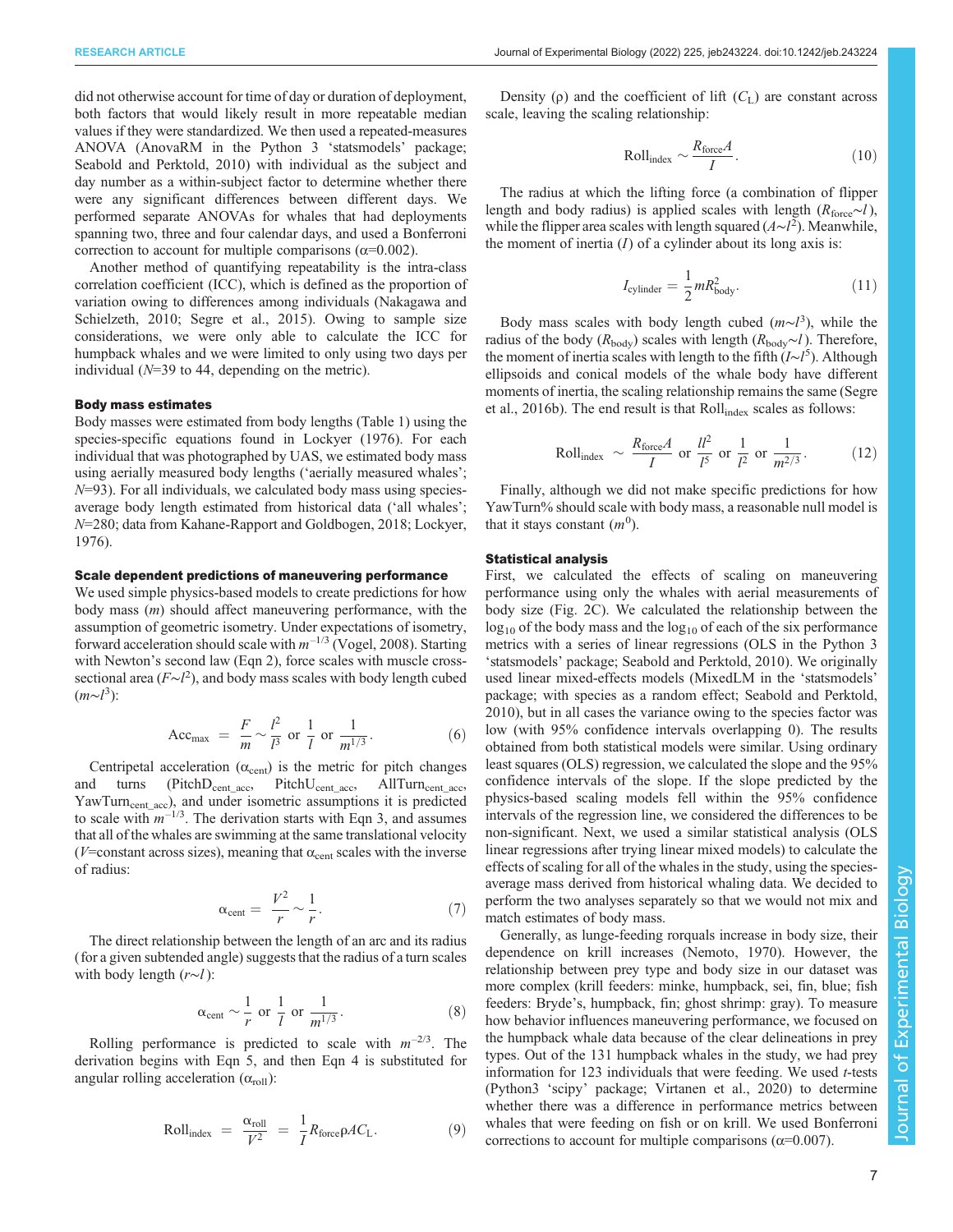did not otherwise account for time of day or duration of deployment, both factors that would likely result in more repeatable median values if they were standardized. We then used a repeated-measures ANOVA (AnovaRM in the Python 3 'statsmodels' package; Seabold and Perktold, 2010) with individual as the subject and day number as a within-subject factor to determine whether there were any significant differences between different days. We performed separate ANOVAs for whales that had deployments spanning two, three and four calendar days, and used a Bonferroni correction to account for multiple comparisons ($\alpha$=0.002).

Another method of quantifying repeatability is the intra-class correlation coefficient (ICC), which is defined as the proportion of variation owing to differences among individuals (Nakagawa and Schielzeth, 2010; Segre et al., 2015). Owing to sample size considerations, we were only able to calculate the ICC for humpback whales and we were limited to only using two days per individual ($N$=39 to 44, depending on the metric).

### Body mass estimates

Body masses were estimated from body lengths (Table 1) using the species-specific equations found in Lockyer (1976). For each individual that was photographed by UAS, we estimated body mass using aerially measured body lengths ('aerially measured whales'; $N$=93). For all individuals, we calculated body mass using species-average body length estimated from historical data ('all whales'; $N$=280; data from Kahane-Rapport and Goldbogen, 2018; Lockyer, 1976).

### Scale dependent predictions of maneuvering performance

We used simple physics-based models to create predictions for how body mass ($m$) should affect maneuvering performance, with the assumption of geometric isometry. Under expectations of isometry, forward acceleration should scale with $m^{-1/3}$ (Vogel, 2008). Starting with Newton's second law (Eqn 2), force scales with muscle cross-sectional area ($F$~$l^2$), and body mass scales with body length cubed ($m$~$l^3$):

$$\mathrm{Acc}_{\max} = \frac{F}{m} \sim \frac{l^2}{l^3} \text{ or } \frac{1}{l} \text{ or } \frac{1}{m^{1/3}}. \quad (6)$$

Centripetal acceleration ($\alpha_{\mathrm{cent}}$) is the metric for pitch changes and turns ($\mathrm{PitchD_{cent\_acc}}$, $\mathrm{PitchU_{cent\_acc}}$, $\mathrm{AllTurn_{cent\_acc}}$, $\mathrm{YawTurn_{cent\_acc}}$), and under isometric assumptions it is predicted to scale with $m^{-1/3}$. The derivation starts with Eqn 3, and assumes that all of the whales are swimming at the same translational velocity ($V$=constant across sizes), meaning that $\alpha_{\mathrm{cent}}$ scales with the inverse of radius:

$$\alpha_{\mathrm{cent}} = \frac{V^2}{r} \sim \frac{1}{r}. \quad (7)$$

The direct relationship between the length of an arc and its radius (for a given subtended angle) suggests that the radius of a turn scales with body length ($r$~$l$):

$$\alpha_{\mathrm{cent}} \sim \frac{1}{r} \text{ or } \frac{1}{l} \text{ or } \frac{1}{m^{1/3}}. \quad (8)$$

Rolling performance is predicted to scale with $m^{-2/3}$. The derivation begins with Eqn 5, and then Eqn 4 is substituted for angular rolling acceleration ($\alpha_{\mathrm{roll}}$):

$$\mathrm{Roll_{index}} = \frac{\alpha_{\mathrm{roll}}}{V^2} = \frac{1}{I} R_{\mathrm{force}} \rho A C_{\mathrm{L}}. \quad (9)$$

Density ($\rho$) and the coefficient of lift ($C_{\mathrm{L}}$) are constant across scale, leaving the scaling relationship:

$$\mathrm{Roll_{index}} \sim \frac{R_{\mathrm{force}} A}{I}. \quad (10)$$

The radius at which the lifting force (a combination of flipper length and body radius) is applied scales with length ($R_{\mathrm{force}}$~$l$), while the flipper area scales with length squared ($A$~$l^2$). Meanwhile, the moment of inertia ($I$) of a cylinder about its long axis is:

$$I_{\mathrm{cylinder}} = \frac{1}{2} m R_{\mathrm{body}}^2. \quad (11)$$

Body mass scales with body length cubed ($m$~$l^3$), while the radius of the body ($R_{\mathrm{body}}$) scales with length ($R_{\mathrm{body}}$~$l$). Therefore, the moment of inertia scales with length to the fifth ($I$~$l^5$). Although ellipsoids and conical models of the whale body have different moments of inertia, the scaling relationship remains the same (Segre et al., 2016b). The end result is that $\mathrm{Roll_{index}}$ scales as follows:

$$\mathrm{Roll_{index}} \sim \frac{R_{\mathrm{force}} A}{I} \text{ or } \frac{l l^2}{l^5} \text{ or } \frac{1}{l^2} \text{ or } \frac{1}{m^{2/3}}. \quad (12)$$

Finally, although we did not make specific predictions for how YawTurn% should scale with body mass, a reasonable null model is that it stays constant ($m^0$).

### Statistical analysis

First, we calculated the effects of scaling on maneuvering performance using only the whales with aerial measurements of body size (Fig. 2C). We calculated the relationship between the $\log_{10}$ of the body mass and the $\log_{10}$ of each of the six performance metrics with a series of linear regressions (OLS in the Python 3 'statsmodels' package; Seabold and Perktold, 2010). We originally used linear mixed-effects models (MixedLM in the 'statsmodels' package; with species as a random effect; Seabold and Perktold, 2010), but in all cases the variance owing to the species factor was low (with 95% confidence intervals overlapping 0). The results obtained from both statistical models were similar. Using ordinary least squares (OLS) regression, we calculated the slope and the 95% confidence intervals of the slope. If the slope predicted by the physics-based scaling models fell within the 95% confidence intervals of the regression line, we considered the differences to be non-significant. Next, we used a similar statistical analysis (OLS linear regressions after trying linear mixed models) to calculate the effects of scaling for all of the whales in the study, using the species-average mass derived from historical whaling data. We decided to perform the two analyses separately so that we would not mix and match estimates of body mass.

Generally, as lunge-feeding rorquals increase in body size, their dependence on krill increases (Nemoto, 1970). However, the relationship between prey type and body size in our dataset was more complex (krill feeders: minke, humpback, sei, fin, blue; fish feeders: Bryde's, humpback, fin; ghost shrimp: gray). To measure how behavior influences maneuvering performance, we focused on the humpback whale data because of the clear delineations in prey types. Out of the 131 humpback whales in the study, we had prey information for 123 individuals that were feeding. We used $t$-tests (Python3 'scipy' package; Virtanen et al., 2020) to determine whether there was a difference in performance metrics between whales that were feeding on fish or on krill. We used Bonferroni corrections to account for multiple comparisons ($\alpha$=0.007).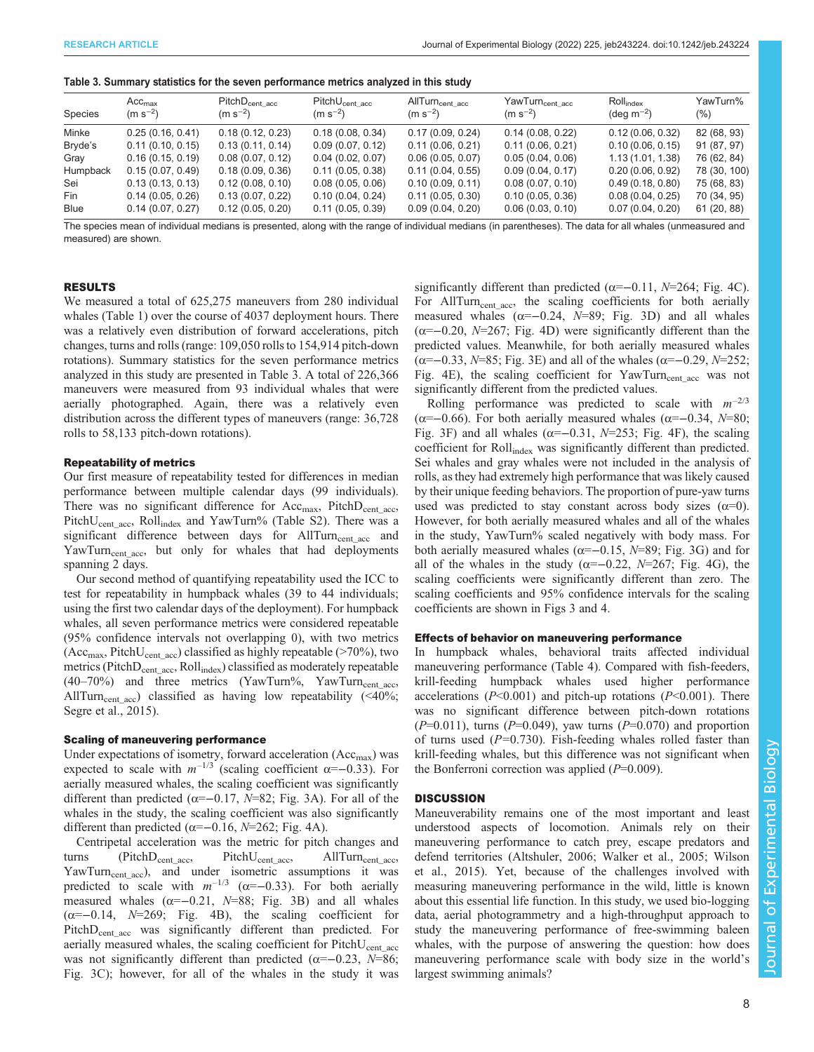**Table 3. Summary statistics for the seven performance metrics analyzed in this study**

| Species | $Acc_{max}$ (m $s^{-2}$) | $PitchD_{cent\_acc}$ (m $s^{-2}$) | $PitchU_{cent\_acc}$ (m $s^{-2}$) | $AllTurn_{cent\_acc}$ (m $s^{-2}$) | $YawTurn_{cent\_acc}$ (m $s^{-2}$) | $Roll_{index}$ (deg $m^{-2}$) | YawTurn% (%) |
|---|---|---|---|---|---|---|---|
| Minke | 0.25 (0.16, 0.41) | 0.18 (0.12, 0.23) | 0.18 (0.08, 0.34) | 0.17 (0.09, 0.24) | 0.14 (0.08, 0.22) | 0.12 (0.06, 0.32) | 82 (68, 93) |
| Bryde's | 0.11 (0.10, 0.15) | 0.13 (0.11, 0.14) | 0.09 (0.07, 0.12) | 0.11 (0.06, 0.21) | 0.11 (0.06, 0.21) | 0.10 (0.06, 0.15) | 91 (87, 97) |
| Gray | 0.16 (0.15, 0.19) | 0.08 (0.07, 0.12) | 0.04 (0.02, 0.07) | 0.06 (0.05, 0.07) | 0.05 (0.04, 0.06) | 1.13 (1.01, 1.38) | 76 (62, 84) |
| Humpback | 0.15 (0.07, 0.49) | 0.18 (0.09, 0.36) | 0.11 (0.05, 0.38) | 0.11 (0.04, 0.55) | 0.09 (0.04, 0.17) | 0.20 (0.06, 0.92) | 78 (30, 100) |
| Sei | 0.13 (0.13, 0.13) | 0.12 (0.08, 0.10) | 0.08 (0.05, 0.06) | 0.10 (0.09, 0.11) | 0.08 (0.07, 0.10) | 0.49 (0.18, 0.80) | 75 (68, 83) |
| Fin | 0.14 (0.05, 0.26) | 0.13 (0.07, 0.22) | 0.10 (0.04, 0.24) | 0.11 (0.05, 0.30) | 0.10 (0.05, 0.36) | 0.08 (0.04, 0.25) | 70 (34, 95) |
| Blue | 0.14 (0.07, 0.27) | 0.12 (0.05, 0.20) | 0.11 (0.05, 0.39) | 0.09 (0.04, 0.20) | 0.06 (0.03, 0.10) | 0.07 (0.04, 0.20) | 61 (20, 88) |

The species mean of individual medians is presented, along with the range of individual medians (in parentheses). The data for all whales (unmeasured and measured) are shown.

## RESULTS

We measured a total of 625,275 maneuvers from 280 individual whales (Table 1) over the course of 4037 deployment hours. There was a relatively even distribution of forward accelerations, pitch changes, turns and rolls (range: 109,050 rolls to 154,914 pitch-down rotations). Summary statistics for the seven performance metrics analyzed in this study are presented in Table 3. A total of 226,366 maneuvers were measured from 93 individual whales that were aerially photographed. Again, there was a relatively even distribution across the different types of maneuvers (range: 36,728 rolls to 58,133 pitch-down rotations).

### Repeatability of metrics

Our first measure of repeatability tested for differences in median performance between multiple calendar days (99 individuals). There was no significant difference for $Acc_{max}$, $PitchD_{cent\_acc}$, $PitchU_{cent\_acc}$, $Roll_{index}$ and YawTurn% (Table S2). There was a significant difference between days for $AllTurn_{cent\_acc}$ and $YawTurn_{cent\_acc}$, but only for whales that had deployments spanning 2 days.

Our second method of quantifying repeatability used the ICC to test for repeatability in humpback whales (39 to 44 individuals; using the first two calendar days of the deployment). For humpback whales, all seven performance metrics were considered repeatable (95% confidence intervals not overlapping 0), with two metrics ($Acc_{max}$, $PitchU_{cent\_acc}$) classified as highly repeatable (>70%), two metrics ($PitchD_{cent\_acc}$, $Roll_{index}$) classified as moderately repeatable (40–70%) and three metrics (YawTurn%, $YawTurn_{cent\_acc}$, $AllTurn_{cent\_acc}$) classified as having low repeatability (<40%; Segre et al., 2015).

### Scaling of maneuvering performance

Under expectations of isometry, forward acceleration ($Acc_{max}$) was expected to scale with $m^{-1/3}$ (scaling coefficient $\alpha$=−0.33). For aerially measured whales, the scaling coefficient was significantly different than predicted ($\alpha$=−0.17, $N$=82; Fig. 3A). For all of the whales in the study, the scaling coefficient was also significantly different than predicted ($\alpha$=−0.16, $N$=262; Fig. 4A).

Centripetal acceleration was the metric for pitch changes and turns ($PitchD_{cent\_acc}$, $PitchU_{cent\_acc}$, $AllTurn_{cent\_acc}$, $YawTurn_{cent\_acc}$), and under isometric assumptions it was predicted to scale with $m^{-1/3}$ ($\alpha$=−0.33). For both aerially measured whales ($\alpha$=−0.21, $N$=88; Fig. 3B) and all whales ($\alpha$=−0.14, $N$=269; Fig. 4B), the scaling coefficient for $PitchD_{cent\_acc}$ was significantly different than predicted. For aerially measured whales, the scaling coefficient for $PitchU_{cent\_acc}$ was not significantly different than predicted ($\alpha$=−0.23, $N$=86; Fig. 3C); however, for all of the whales in the study it was significantly different than predicted ($\alpha$=−0.11, $N$=264; Fig. 4C). For $AllTurn_{cent\_acc}$, the scaling coefficients for both aerially measured whales ($\alpha$=−0.24, $N$=89; Fig. 3D) and all whales ($\alpha$=−0.20, $N$=267; Fig. 4D) were significantly different than the predicted values. Meanwhile, for both aerially measured whales ($\alpha$=−0.33, $N$=85; Fig. 3E) and all of the whales ($\alpha$=−0.29, $N$=252; Fig. 4E), the scaling coefficient for $YawTurn_{cent\_acc}$ was not significantly different from the predicted values.

Rolling performance was predicted to scale with $m^{-2/3}$ ($\alpha$=−0.66). For both aerially measured whales ($\alpha$=−0.34, $N$=80; Fig. 3F) and all whales ($\alpha$=−0.31, $N$=253; Fig. 4F), the scaling coefficient for $Roll_{index}$ was significantly different than predicted. Sei whales and gray whales were not included in the analysis of rolls, as they had extremely high performance that was likely caused by their unique feeding behaviors. The proportion of pure-yaw turns used was predicted to stay constant across body sizes ($\alpha$=0). However, for both aerially measured whales and all of the whales in the study, YawTurn% scaled negatively with body mass. For both aerially measured whales ($\alpha$=−0.15, $N$=89; Fig. 3G) and for all of the whales in the study ($\alpha$=−0.22, $N$=267; Fig. 4G), the scaling coefficients were significantly different than zero. The scaling coefficients and 95% confidence intervals for the scaling coefficients are shown in Figs 3 and 4.

### Effects of behavior on maneuvering performance

In humpback whales, behavioral traits affected individual maneuvering performance (Table 4). Compared with fish-feeders, krill-feeding humpback whales used higher performance accelerations ($P$<0.001) and pitch-up rotations ($P$<0.001). There was no significant difference between pitch-down rotations ($P$=0.011), turns ($P$=0.049), yaw turns ($P$=0.070) and proportion of turns used ($P$=0.730). Fish-feeding whales rolled faster than krill-feeding whales, but this difference was not significant when the Bonferroni correction was applied ($P$=0.009).

## DISCUSSION

Maneuverability remains one of the most important and least understood aspects of locomotion. Animals rely on their maneuvering performance to catch prey, escape predators and defend territories (Altshuler, 2006; Walker et al., 2005; Wilson et al., 2015). Yet, because of the challenges involved with measuring maneuvering performance in the wild, little is known about this essential life function. In this study, we used bio-logging data, aerial photogrammetry and a high-throughput approach to study the maneuvering performance of free-swimming baleen whales, with the purpose of answering the question: how does maneuvering performance scale with body size in the world's largest swimming animals?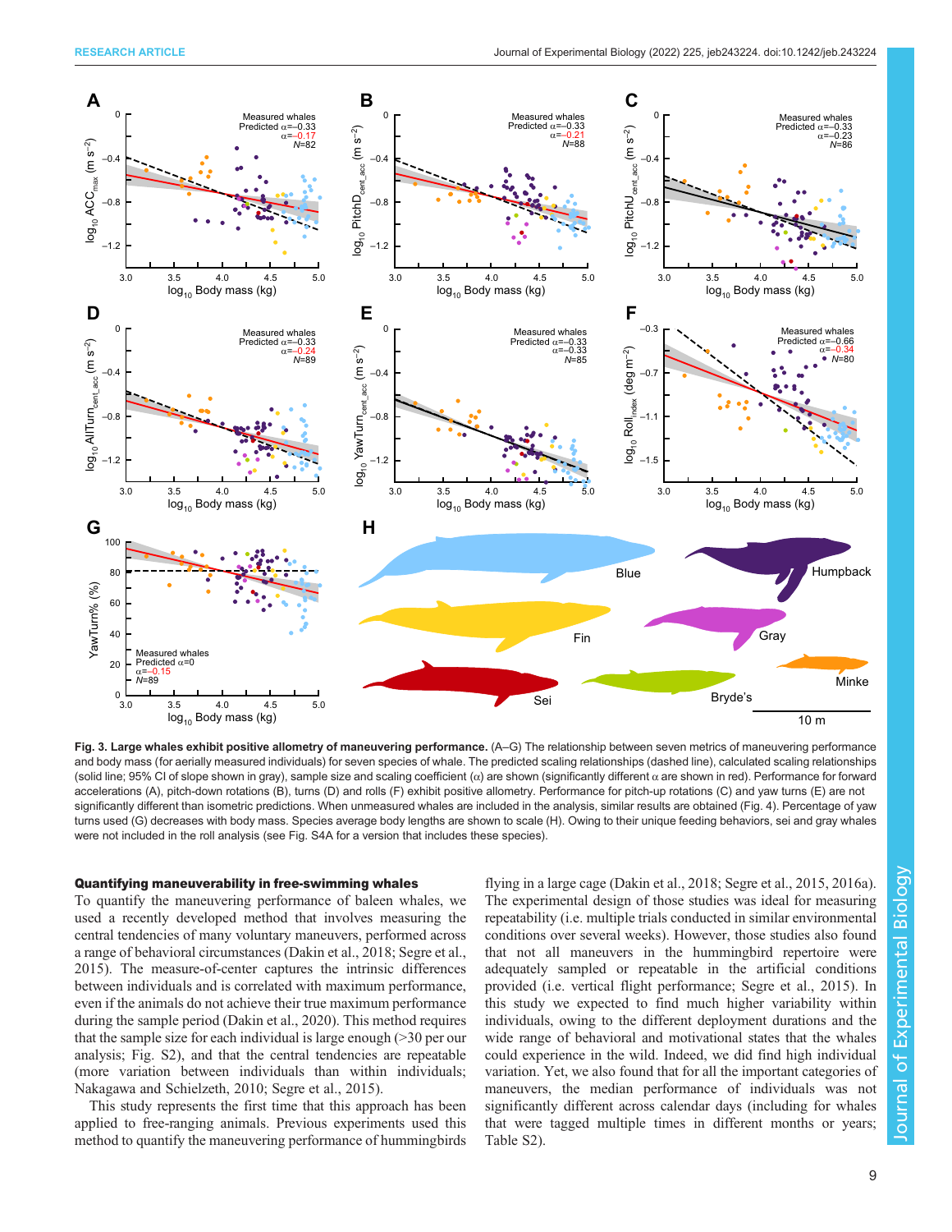**Fig. 3. Large whales exhibit positive allometry of maneuvering performance.** (A–G) The relationship between seven metrics of maneuvering performance and body mass (for aerially measured individuals) for seven species of whale. The predicted scaling relationships (dashed line), calculated scaling relationships (solid line; 95% CI of slope shown in gray), sample size and scaling coefficient (α) are shown (significantly different α are shown in red). Performance for forward accelerations (A), pitch-down rotations (B), turns (D) and rolls (F) exhibit positive allometry. Performance for pitch-up rotations (C) and yaw turns (E) are not significantly different than isometric predictions. When unmeasured whales are included in the analysis, similar results are obtained (Fig. 4). Percentage of yaw turns used (G) decreases with body mass. Species average body lengths are shown to scale (H). Owing to their unique feeding behaviors, sei and gray whales were not included in the roll analysis (see Fig. S4A for a version that includes these species).

#### Quantifying maneuverability in free-swimming whales

To quantify the maneuvering performance of baleen whales, we used a recently developed method that involves measuring the central tendencies of many voluntary maneuvers, performed across a range of behavioral circumstances (Dakin et al., 2018; Segre et al., 2015). The measure-of-center captures the intrinsic differences between individuals and is correlated with maximum performance, even if the animals do not achieve their true maximum performance during the sample period (Dakin et al., 2020). This method requires that the sample size for each individual is large enough (>30 per our analysis; Fig. S2), and that the central tendencies are repeatable (more variation between individuals than within individuals; Nakagawa and Schielzeth, 2010; Segre et al., 2015).

This study represents the first time that this approach has been applied to free-ranging animals. Previous experiments used this method to quantify the maneuvering performance of hummingbirds flying in a large cage (Dakin et al., 2018; Segre et al., 2015, 2016a). The experimental design of those studies was ideal for measuring repeatability (i.e. multiple trials conducted in similar environmental conditions over several weeks). However, those studies also found that not all maneuvers in the hummingbird repertoire were adequately sampled or repeatable in the artificial conditions provided (i.e. vertical flight performance; Segre et al., 2015). In this study we expected to find much higher variability within individuals, owing to the different deployment durations and the wide range of behavioral and motivational states that the whales could experience in the wild. Indeed, we did find high individual variation. Yet, we also found that for all the important categories of maneuvers, the median performance of individuals was not significantly different across calendar days (including for whales that were tagged multiple times in different months or years; Table S2).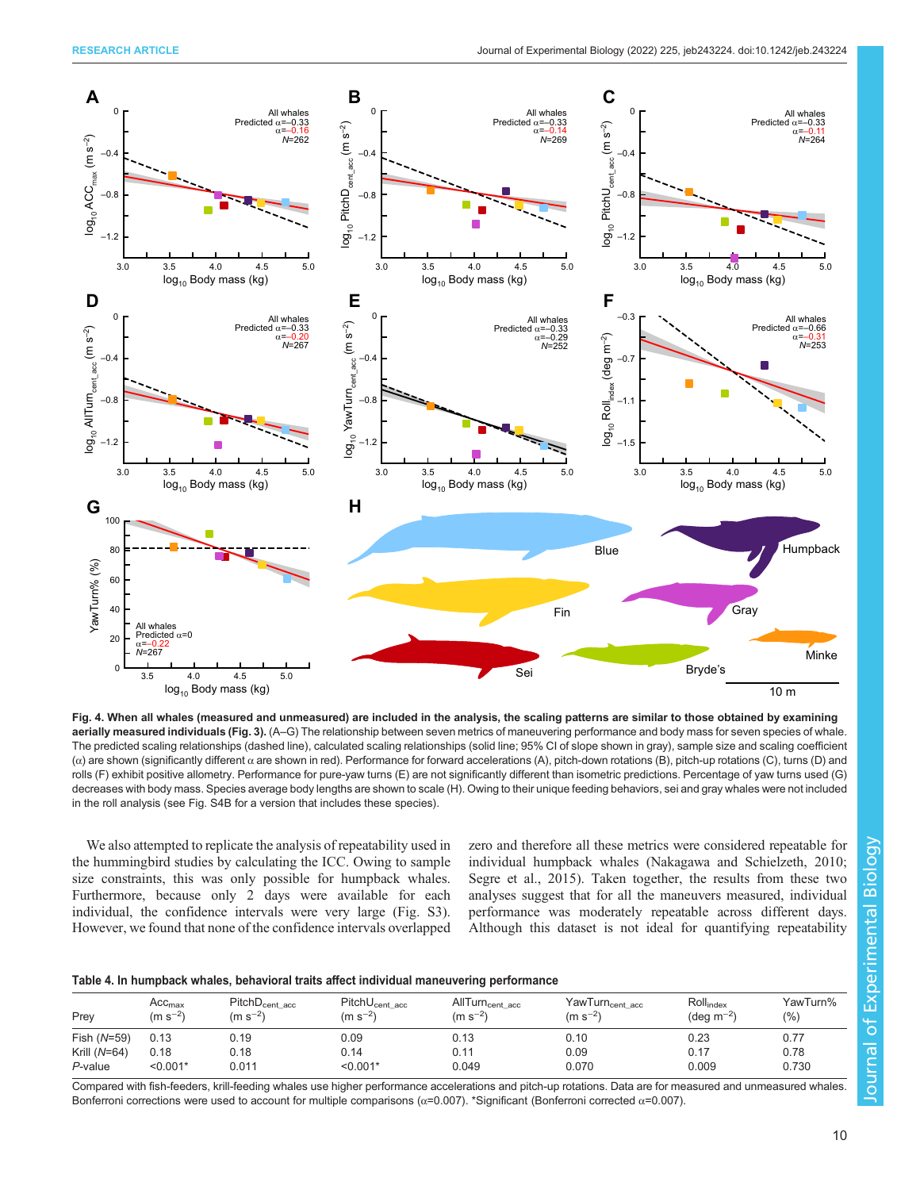**Fig. 4. When all whales (measured and unmeasured) are included in the analysis, the scaling patterns are similar to those obtained by examining aerially measured individuals (Fig. 3).** (A–G) The relationship between seven metrics of maneuvering performance and body mass for seven species of whale. The predicted scaling relationships (dashed line), calculated scaling relationships (solid line; 95% CI of slope shown in gray), sample size and scaling coefficient ($\alpha$) are shown (significantly different $\alpha$ are shown in red). Performance for forward accelerations (A), pitch-down rotations (B), pitch-up rotations (C), turns (D) and rolls (F) exhibit positive allometry. Performance for pure-yaw turns (E) are not significantly different than isometric predictions. Percentage of yaw turns used (G) decreases with body mass. Species average body lengths are shown to scale (H). Owing to their unique feeding behaviors, sei and gray whales were not included in the roll analysis (see Fig. S4B for a version that includes these species).

We also attempted to replicate the analysis of repeatability used in the hummingbird studies by calculating the ICC. Owing to sample size constraints, this was only possible for humpback whales. Furthermore, because only 2 days were available for each individual, the confidence intervals were very large (Fig. S3). However, we found that none of the confidence intervals overlapped zero and therefore all these metrics were considered repeatable for individual humpback whales (Nakagawa and Schielzeth, 2010; Segre et al., 2015). Taken together, the results from these two analyses suggest that for all the maneuvers measured, individual performance was moderately repeatable across different days. Although this dataset is not ideal for quantifying repeatability

**Table 4. In humpback whales, behavioral traits affect individual maneuvering performance**

| Prey | $Acc_{max}$ ($m\ s^{-2}$) | $PitchD_{cent\_acc}$ ($m\ s^{-2}$) | $PitchU_{cent\_acc}$ ($m\ s^{-2}$) | $AllTurn_{cent\_acc}$ ($m\ s^{-2}$) | $YawTurn_{cent\_acc}$ ($m\ s^{-2}$) | $Roll_{index}$ ($deg\ m^{-2}$) | YawTurn% (%) |
|---|---|---|---|---|---|---|---|
| Fish (*N*=59) | 0.13 | 0.19 | 0.09 | 0.13 | 0.10 | 0.23 | 0.77 |
| Krill (*N*=64) | 0.18 | 0.18 | 0.14 | 0.11 | 0.09 | 0.17 | 0.78 |
| *P*-value | <0.001* | 0.011 | <0.001* | 0.049 | 0.070 | 0.009 | 0.730 |

Compared with fish-feeders, krill-feeding whales use higher performance accelerations and pitch-up rotations. Data are for measured and unmeasured whales. Bonferroni corrections were used to account for multiple comparisons ($\alpha$=0.007). *Significant (Bonferroni corrected $\alpha$=0.007).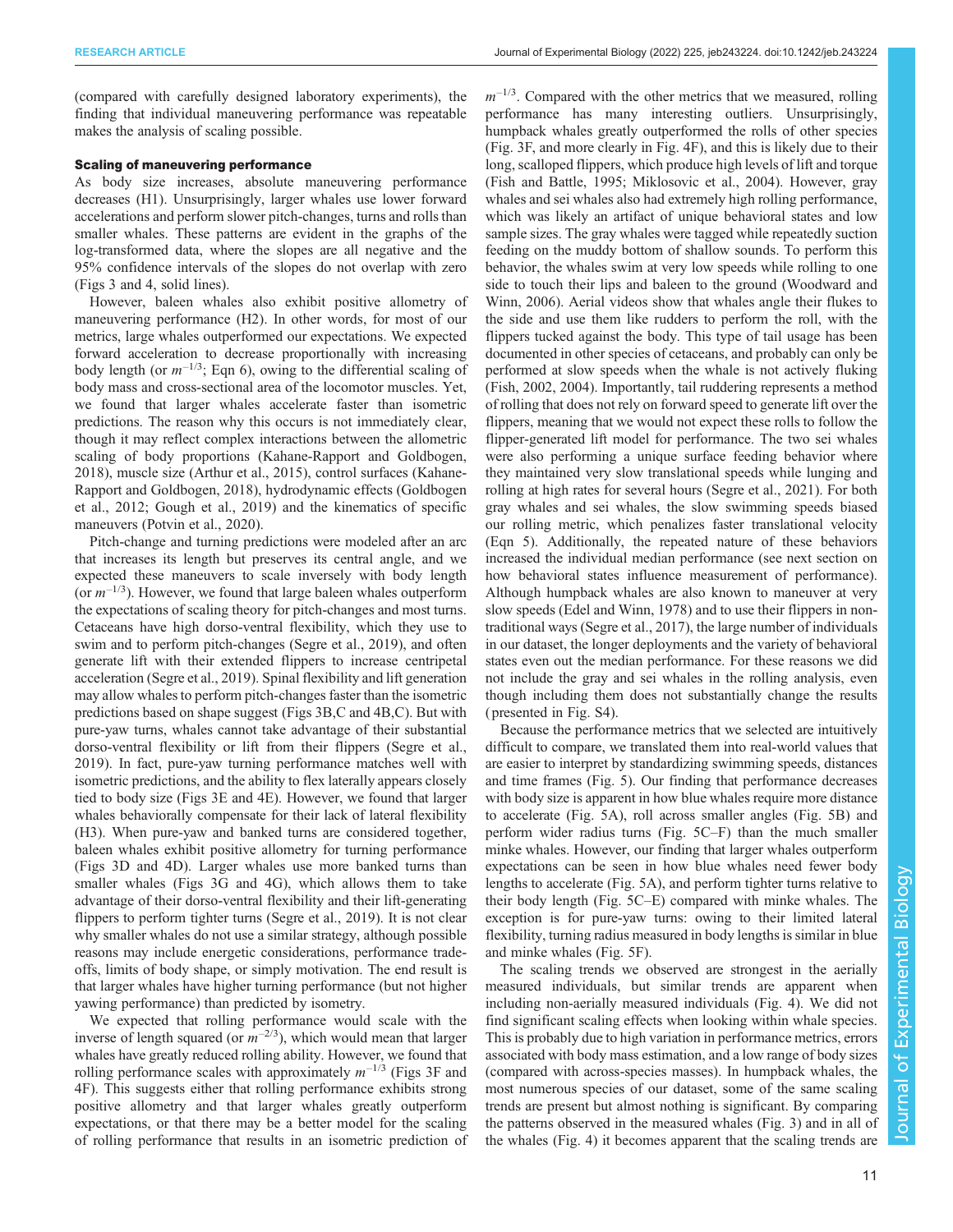(compared with carefully designed laboratory experiments), the finding that individual maneuvering performance was repeatable makes the analysis of scaling possible.

### Scaling of maneuvering performance

As body size increases, absolute maneuvering performance decreases (H1). Unsurprisingly, larger whales use lower forward accelerations and perform slower pitch-changes, turns and rolls than smaller whales. These patterns are evident in the graphs of the log-transformed data, where the slopes are all negative and the 95% confidence intervals of the slopes do not overlap with zero (Figs 3 and 4, solid lines).

However, baleen whales also exhibit positive allometry of maneuvering performance (H2). In other words, for most of our metrics, large whales outperformed our expectations. We expected forward acceleration to decrease proportionally with increasing body length (or $m^{-1/3}$; Eqn 6), owing to the differential scaling of body mass and cross-sectional area of the locomotor muscles. Yet, we found that larger whales accelerate faster than isometric predictions. The reason why this occurs is not immediately clear, though it may reflect complex interactions between the allometric scaling of body proportions (Kahane-Rapport and Goldbogen, 2018), muscle size (Arthur et al., 2015), control surfaces (Kahane-Rapport and Goldbogen, 2018), hydrodynamic effects (Goldbogen et al., 2012; Gough et al., 2019) and the kinematics of specific maneuvers (Potvin et al., 2020).

Pitch-change and turning predictions were modeled after an arc that increases its length but preserves its central angle, and we expected these maneuvers to scale inversely with body length (or $m^{-1/3}$). However, we found that large baleen whales outperform the expectations of scaling theory for pitch-changes and most turns. Cetaceans have high dorso-ventral flexibility, which they use to swim and to perform pitch-changes (Segre et al., 2019), and often generate lift with their extended flippers to increase centripetal acceleration (Segre et al., 2019). Spinal flexibility and lift generation may allow whales to perform pitch-changes faster than the isometric predictions based on shape suggest (Figs 3B,C and 4B,C). But with pure-yaw turns, whales cannot take advantage of their substantial dorso-ventral flexibility or lift from their flippers (Segre et al., 2019). In fact, pure-yaw turning performance matches well with isometric predictions, and the ability to flex laterally appears closely tied to body size (Figs 3E and 4E). However, we found that larger whales behaviorally compensate for their lack of lateral flexibility (H3). When pure-yaw and banked turns are considered together, baleen whales exhibit positive allometry for turning performance (Figs 3D and 4D). Larger whales use more banked turns than smaller whales (Figs 3G and 4G), which allows them to take advantage of their dorso-ventral flexibility and their lift-generating flippers to perform tighter turns (Segre et al., 2019). It is not clear why smaller whales do not use a similar strategy, although possible reasons may include energetic considerations, performance trade-offs, limits of body shape, or simply motivation. The end result is that larger whales have higher turning performance (but not higher yawing performance) than predicted by isometry.

We expected that rolling performance would scale with the inverse of length squared (or $m^{-2/3}$), which would mean that larger whales have greatly reduced rolling ability. However, we found that rolling performance scales with approximately $m^{-1/3}$ (Figs 3F and 4F). This suggests either that rolling performance exhibits strong positive allometry and that larger whales greatly outperform expectations, or that there may be a better model for the scaling of rolling performance that results in an isometric prediction of $m^{-1/3}$. Compared with the other metrics that we measured, rolling performance has many interesting outliers. Unsurprisingly, humpback whales greatly outperformed the rolls of other species (Fig. 3F, and more clearly in Fig. 4F), and this is likely due to their long, scalloped flippers, which produce high levels of lift and torque (Fish and Battle, 1995; Miklosovic et al., 2004). However, gray whales and sei whales also had extremely high rolling performance, which was likely an artifact of unique behavioral states and low sample sizes. The gray whales were tagged while repeatedly suction feeding on the muddy bottom of shallow sounds. To perform this behavior, the whales swim at very low speeds while rolling to one side to touch their lips and baleen to the ground (Woodward and Winn, 2006). Aerial videos show that whales angle their flukes to the side and use them like rudders to perform the roll, with the flippers tucked against the body. This type of tail usage has been documented in other species of cetaceans, and probably can only be performed at slow speeds when the whale is not actively fluking (Fish, 2002, 2004). Importantly, tail ruddering represents a method of rolling that does not rely on forward speed to generate lift over the flippers, meaning that we would not expect these rolls to follow the flipper-generated lift model for performance. The two sei whales were also performing a unique surface feeding behavior where they maintained very slow translational speeds while lunging and rolling at high rates for several hours (Segre et al., 2021). For both gray whales and sei whales, the slow swimming speeds biased our rolling metric, which penalizes faster translational velocity (Eqn 5). Additionally, the repeated nature of these behaviors increased the individual median performance (see next section on how behavioral states influence measurement of performance). Although humpback whales are also known to maneuver at very slow speeds (Edel and Winn, 1978) and to use their flippers in non-traditional ways (Segre et al., 2017), the large number of individuals in our dataset, the longer deployments and the variety of behavioral states even out the median performance. For these reasons we did not include the gray and sei whales in the rolling analysis, even though including them does not substantially change the results (presented in Fig. S4).

Because the performance metrics that we selected are intuitively difficult to compare, we translated them into real-world values that are easier to interpret by standardizing swimming speeds, distances and time frames (Fig. 5). Our finding that performance decreases with body size is apparent in how blue whales require more distance to accelerate (Fig. 5A), roll across smaller angles (Fig. 5B) and perform wider radius turns (Fig. 5C–F) than the much smaller minke whales. However, our finding that larger whales outperform expectations can be seen in how blue whales need fewer body lengths to accelerate (Fig. 5A), and perform tighter turns relative to their body length (Fig. 5C–E) compared with minke whales. The exception is for pure-yaw turns: owing to their limited lateral flexibility, turning radius measured in body lengths is similar in blue and minke whales (Fig. 5F).

The scaling trends we observed are strongest in the aerially measured individuals, but similar trends are apparent when including non-aerially measured individuals (Fig. 4). We did not find significant scaling effects when looking within whale species. This is probably due to high variation in performance metrics, errors associated with body mass estimation, and a low range of body sizes (compared with across-species masses). In humpback whales, the most numerous species of our dataset, some of the same scaling trends are present but almost nothing is significant. By comparing the patterns observed in the measured whales (Fig. 3) and in all of the whales (Fig. 4) it becomes apparent that the scaling trends are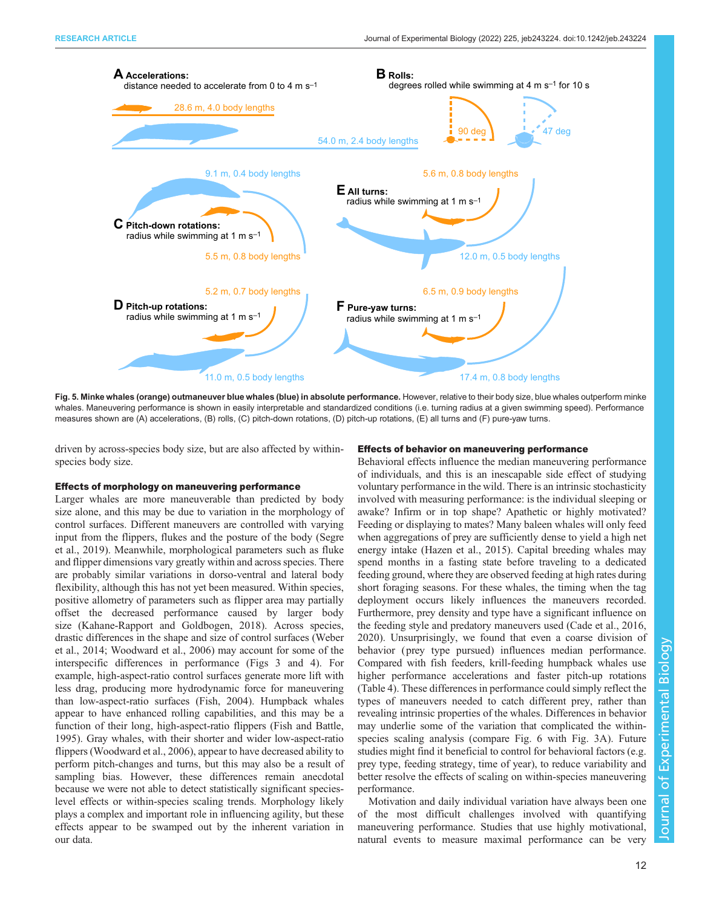**Fig. 5. Minke whales (orange) outmaneuver blue whales (blue) in absolute performance.** However, relative to their body size, blue whales outperform minke whales. Maneuvering performance is shown in easily interpretable and standardized conditions (i.e. turning radius at a given swimming speed). Performance measures shown are (A) accelerations, (B) rolls, (C) pitch-down rotations, (D) pitch-up rotations, (E) all turns and (F) pure-yaw turns.

driven by across-species body size, but are also affected by within-species body size.

### Effects of morphology on maneuvering performance

Larger whales are more maneuverable than predicted by body size alone, and this may be due to variation in the morphology of control surfaces. Different maneuvers are controlled with varying input from the flippers, flukes and the posture of the body (Segre et al., 2019). Meanwhile, morphological parameters such as fluke and flipper dimensions vary greatly within and across species. There are probably similar variations in dorso-ventral and lateral body flexibility, although this has not yet been measured. Within species, positive allometry of parameters such as flipper area may partially offset the decreased performance caused by larger body size (Kahane-Rapport and Goldbogen, 2018). Across species, drastic differences in the shape and size of control surfaces (Weber et al., 2014; Woodward et al., 2006) may account for some of the interspecific differences in performance (Figs 3 and 4). For example, high-aspect-ratio control surfaces generate more lift with less drag, producing more hydrodynamic force for maneuvering than low-aspect-ratio surfaces (Fish, 2004). Humpback whales appear to have enhanced rolling capabilities, and this may be a function of their long, high-aspect-ratio flippers (Fish and Battle, 1995). Gray whales, with their shorter and wider low-aspect-ratio flippers (Woodward et al., 2006), appear to have decreased ability to perform pitch-changes and turns, but this may also be a result of sampling bias. However, these differences remain anecdotal because we were not able to detect statistically significant species-level effects or within-species scaling trends. Morphology likely plays a complex and important role in influencing agility, but these effects appear to be swamped out by the inherent variation in our data.

### Effects of behavior on maneuvering performance

Behavioral effects influence the median maneuvering performance of individuals, and this is an inescapable side effect of studying voluntary performance in the wild. There is an intrinsic stochasticity involved with measuring performance: is the individual sleeping or awake? Infirm or in top shape? Apathetic or highly motivated? Feeding or displaying to mates? Many baleen whales will only feed when aggregations of prey are sufficiently dense to yield a high net energy intake (Hazen et al., 2015). Capital breeding whales may spend months in a fasting state before traveling to a dedicated feeding ground, where they are observed feeding at high rates during short foraging seasons. For these whales, the timing when the tag deployment occurs likely influences the maneuvers recorded. Furthermore, prey density and type have a significant influence on the feeding style and predatory maneuvers used (Cade et al., 2016, 2020). Unsurprisingly, we found that even a coarse division of behavior (prey type pursued) influences median performance. Compared with fish feeders, krill-feeding humpback whales use higher performance accelerations and faster pitch-up rotations (Table 4). These differences in performance could simply reflect the types of maneuvers needed to catch different prey, rather than revealing intrinsic properties of the whales. Differences in behavior may underlie some of the variation that complicated the within-species scaling analysis (compare Fig. 6 with Fig. 3A). Future studies might find it beneficial to control for behavioral factors (e.g. prey type, feeding strategy, time of year), to reduce variability and better resolve the effects of scaling on within-species maneuvering performance.

Motivation and daily individual variation have always been one of the most difficult challenges involved with quantifying maneuvering performance. Studies that use highly motivational, natural events to measure maximal performance can be very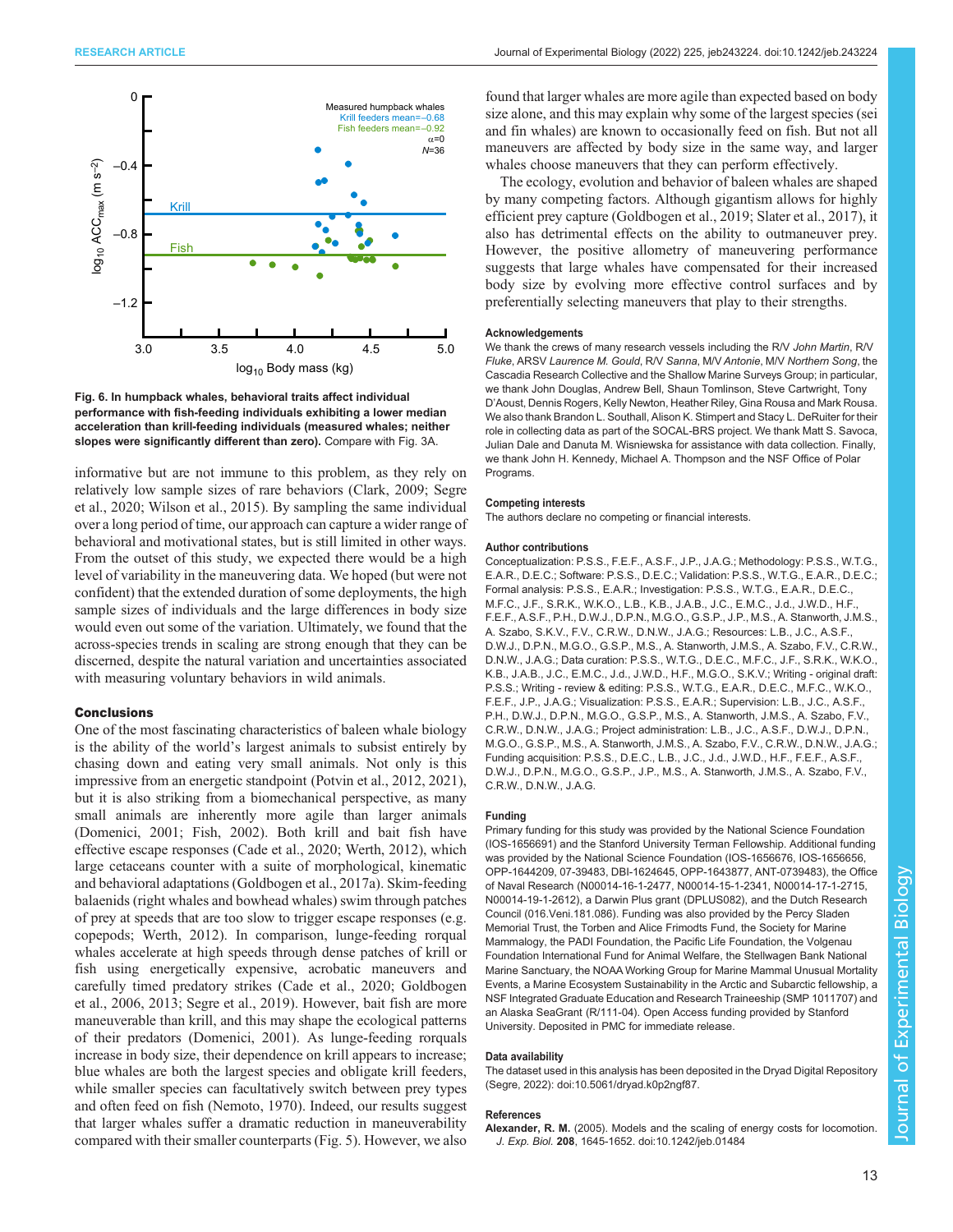Fig. 6. **In humpback whales, behavioral traits affect individual performance with fish-feeding individuals exhibiting a lower median acceleration than krill-feeding individuals (measured whales; neither slopes were significantly different than zero).** Compare with Fig. 3A.

informative but are not immune to this problem, as they rely on relatively low sample sizes of rare behaviors (Clark, 2009; Segre et al., 2020; Wilson et al., 2015). By sampling the same individual over a long period of time, our approach can capture a wider range of behavioral and motivational states, but is still limited in other ways. From the outset of this study, we expected there would be a high level of variability in the maneuvering data. We hoped (but were not confident) that the extended duration of some deployments, the high sample sizes of individuals and the large differences in body size would even out some of the variation. Ultimately, we found that the across-species trends in scaling are strong enough that they can be discerned, despite the natural variation and uncertainties associated with measuring voluntary behaviors in wild animals.

## Conclusions

One of the most fascinating characteristics of baleen whale biology is the ability of the world's largest animals to subsist entirely by chasing down and eating very small animals. Not only is this impressive from an energetic standpoint (Potvin et al., 2012, 2021), but it is also striking from a biomechanical perspective, as many small animals are inherently more agile than larger animals (Domenici, 2001; Fish, 2002). Both krill and bait fish have effective escape responses (Cade et al., 2020; Werth, 2012), which large cetaceans counter with a suite of morphological, kinematic and behavioral adaptations (Goldbogen et al., 2017a). Skim-feeding balaenids (right whales and bowhead whales) swim through patches of prey at speeds that are too slow to trigger escape responses (e.g. copepods; Werth, 2012). In comparison, lunge-feeding rorqual whales accelerate at high speeds through dense patches of krill or fish using energetically expensive, acrobatic maneuvers and carefully timed predatory strikes (Cade et al., 2020; Goldbogen et al., 2006, 2013; Segre et al., 2019). However, bait fish are more maneuverable than krill, and this may shape the ecological patterns of their predators (Domenici, 2001). As lunge-feeding rorquals increase in body size, their dependence on krill appears to increase; blue whales are both the largest species and obligate krill feeders, while smaller species can facultatively switch between prey types and often feed on fish (Nemoto, 1970). Indeed, our results suggest that larger whales suffer a dramatic reduction in maneuverability compared with their smaller counterparts (Fig. 5). However, we also found that larger whales are more agile than expected based on body size alone, and this may explain why some of the largest species (sei and fin whales) are known to occasionally feed on fish. But not all maneuvers are affected by body size in the same way, and larger whales choose maneuvers that they can perform effectively.

The ecology, evolution and behavior of baleen whales are shaped by many competing factors. Although gigantism allows for highly efficient prey capture (Goldbogen et al., 2019; Slater et al., 2017), it also has detrimental effects on the ability to outmaneuver prey. However, the positive allometry of maneuvering performance suggests that large whales have compensated for their increased body size by evolving more effective control surfaces and by preferentially selecting maneuvers that play to their strengths.

#### Acknowledgements

We thank the crews of many research vessels including the R/V *John Martin*, R/V *Fluke*, ARSV *Laurence M. Gould*, R/V *Sanna*, M/V *Antonie*, M/V *Northern Song*, the Cascadia Research Collective and the Shallow Marine Surveys Group; in particular, we thank John Douglas, Andrew Bell, Shaun Tomlinson, Steve Cartwright, Tony D'Aoust, Dennis Rogers, Kelly Newton, Heather Riley, Gina Rousa and Mark Rousa. We also thank Brandon L. Southall, Alison K. Stimpert and Stacy L. DeRuiter for their role in collecting data as part of the SOCAL-BRS project. We thank Matt S. Savoca, Julian Dale and Danuta M. Wisniewska for assistance with data collection. Finally, we thank John H. Kennedy, Michael A. Thompson and the NSF Office of Polar Programs.

#### Competing interests

The authors declare no competing or financial interests.

#### Author contributions

Conceptualization: P.S.S., F.E.F., A.S.F., J.P., J.A.G.; Methodology: P.S.S., W.T.G., E.A.R., D.E.C.; Software: P.S.S., D.E.C.; Validation: P.S.S., W.T.G., E.A.R., D.E.C.; Formal analysis: P.S.S., E.A.R.; Investigation: P.S.S., W.T.G., E.A.R., D.E.C., M.F.C., J.F., S.R.K., W.K.O., L.B., K.B., J.A.B., J.C., E.M.C., J.d., J.W.D., H.F., F.E.F., A.S.F., P.H., D.W.J., D.P.N., M.G.O., G.S.P., J.P., M.S., A. Stanworth, J.M.S., A. Szabo, S.K.V., F.V., C.R.W., D.N.W., J.A.G.; Resources: L.B., J.C., A.S.F., D.W.J., D.P.N., M.G.O., G.S.P., M.S., A. Stanworth, J.M.S., A. Szabo, F.V., C.R.W., D.N.W., J.A.G.; Data curation: P.S.S., W.T.G., D.E.C., M.F.C., J.F., S.R.K., W.K.O., K.B., J.A.B., J.C., E.M.C., J.d., J.W.D., H.F., M.G.O., S.K.V.; Writing - original draft: P.S.S.; Writing - review & editing: P.S.S., W.T.G., E.A.R., D.E.C., M.F.C., W.K.O., F.E.F., J.P., J.A.G.; Visualization: P.S.S., E.A.R.; Supervision: L.B., J.C., A.S.F., P.H., D.W.J., D.P.N., M.G.O., G.S.P., M.S., A. Stanworth, J.M.S., A. Szabo, F.V., C.R.W., D.N.W., J.A.G.; Project administration: L.B., J.C., A.S.F., D.W.J., D.P.N., M.G.O., G.S.P., M.S., A. Stanworth, J.M.S., A. Szabo, F.V., C.R.W., D.N.W., J.A.G.; Funding acquisition: P.S.S., D.E.C., L.B., J.C., J.d., J.W.D., H.F., F.E.F., A.S.F., D.W.J., D.P.N., M.G.O., G.S.P., J.P., M.S., A. Stanworth, J.M.S., A. Szabo, F.V., C.R.W., D.N.W., J.A.G.

#### Funding

Primary funding for this study was provided by the National Science Foundation (IOS-1656691) and the Stanford University Terman Fellowship. Additional funding was provided by the National Science Foundation (IOS-1656676, IOS-1656656, OPP-1644209, 07-39483, DBI-1624645, OPP-1643877, ANT-0739483), the Office of Naval Research (N00014-16-1-2477, N00014-15-1-2341, N00014-17-1-2715, N00014-19-1-2612), a Darwin Plus grant (DPLUS082), and the Dutch Research Council (016.Veni.181.086). Funding was also provided by the Percy Sladen Memorial Trust, the Torben and Alice Frimodts Fund, the Society for Marine Mammalogy, the PADI Foundation, the Pacific Life Foundation, the Volgenau Foundation International Fund for Animal Welfare, the Stellwagen Bank National Marine Sanctuary, the NOAA Working Group for Marine Mammal Unusual Mortality Events, a Marine Ecosystem Sustainability in the Arctic and Subarctic fellowship, a NSF Integrated Graduate Education and Research Traineeship (SMP 1011707) and an Alaska SeaGrant (R/111-04). Open Access funding provided by Stanford University. Deposited in PMC for immediate release.

#### Data availability

The dataset used in this analysis has been deposited in the Dryad Digital Repository (Segre, 2022): doi:10.5061/dryad.k0p2ngf87.

#### References

**Alexander, R. M.** (2005). Models and the scaling of energy costs for locomotion. *J. Exp. Biol.* **208**, 1645-1652. doi:10.1242/jeb.01484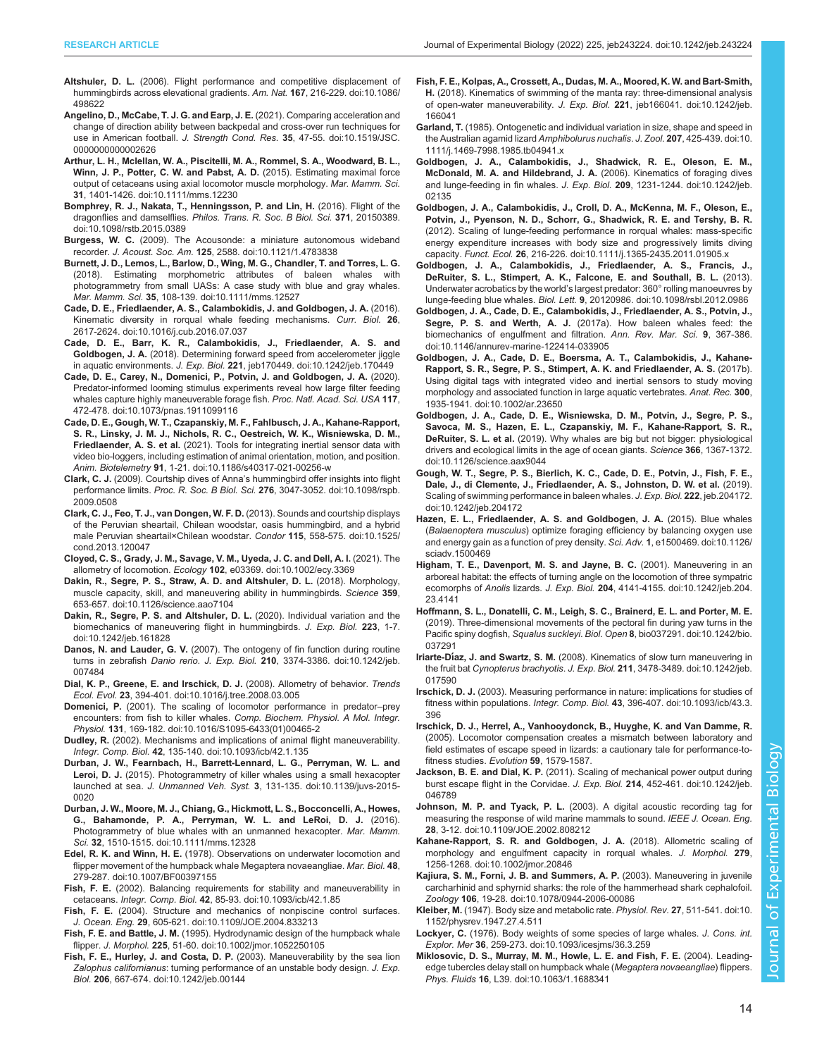**Altshuler, D. L.** (2006). Flight performance and competitive displacement of hummingbirds across elevational gradients. *Am. Nat.* **167**, 216-229. doi:10.1086/498622

**Angelino, D., McCabe, T. J. G. and Earp, J. E.** (2021). Comparing acceleration and change of direction ability between backpedal and cross-over run techniques for use in American football. *J. Strength Cond. Res.* **35**, 47-55. doi:10.1519/JSC.0000000000002626

**Arthur, L. H., Mclellan, W. A., Piscitelli, M. A., Rommel, S. A., Woodward, B. L., Winn, J. P., Potter, C. W. and Pabst, A. D.** (2015). Estimating maximal force output of cetaceans using axial locomotor muscle morphology. *Mar. Mamm. Sci.* **31**, 1401-1426. doi:10.1111/mms.12230

**Bomphrey, R. J., Nakata, T., Henningsson, P. and Lin, H.** (2016). Flight of the dragonflies and damselflies. *Philos. Trans. R. Soc. B Biol. Sci.* **371**, 20150389. doi:10.1098/rstb.2015.0389

**Burgess, W. C.** (2009). The Acousonde: a miniature autonomous wideband recorder. *J. Acoust. Soc. Am.* **125**, 2588. doi:10.1121/1.4783838

**Burnett, J. D., Lemos, L., Barlow, D., Wing, M. G., Chandler, T. and Torres, L. G.** (2018). Estimating morphometric attributes of baleen whales with photogrammetry from small UASs: A case study with blue and gray whales. *Mar. Mamm. Sci.* **35**, 108-139. doi:10.1111/mms.12527

**Cade, D. E., Friedlaender, A. S., Calambokidis, J. and Goldbogen, J. A.** (2016). Kinematic diversity in rorqual whale feeding mechanisms. *Curr. Biol.* **26**, 2617-2624. doi:10.1016/j.cub.2016.07.037

**Cade, D. E., Barr, K. R., Calambokidis, J., Friedlaender, A. S. and Goldbogen, J. A.** (2018). Determining forward speed from accelerometer jiggle in aquatic environments. *J. Exp. Biol.* **221**, jeb170449. doi:10.1242/jeb.170449

**Cade, D. E., Carey, N., Domenici, P., Potvin, J. and Goldbogen, J. A.** (2020). Predator-informed looming stimulus experiments reveal how large filter feeding whales capture highly maneuverable forage fish. *Proc. Natl. Acad. Sci. USA* **117**, 472-478. doi:10.1073/pnas.1911099116

**Cade, D. E., Gough, W. T., Czapanskiy, M. F., Fahlbusch, J. A., Kahane-Rapport, S. R., Linsky, J. M. J., Nichols, R. C., Oestreich, W. K., Wisniewska, D. M., Friedlaender, A. S. et al.** (2021). Tools for integrating inertial sensor data with video bio-loggers, including estimation of animal orientation, motion, and position. *Anim. Biotelemetry* **91**, 1-21. doi:10.1186/s40317-021-00256-w

**Clark, C. J.** (2009). Courtship dives of Anna's hummingbird offer insights into flight performance limits. *Proc. R. Soc. B Biol. Sci.* **276**, 3047-3052. doi:10.1098/rspb.2009.0508

**Clark, C. J., Feo, T. J., van Dongen, W. F. D.** (2013). Sounds and courtship displays of the Peruvian sheartail, Chilean woodstar, oasis hummingbird, and a hybrid male Peruvian sheartail×Chilean woodstar. *Condor* **115**, 558-575. doi:10.1525/cond.2013.120047

**Cloyed, C. S., Grady, J. M., Savage, V. M., Uyeda, J. C and Dell, A. I.** (2021). The allometry of locomotion. *Ecology* **102**, e03369. doi:10.1002/ecy.3369

**Dakin, R., Segre, P. S., Straw, A. D. and Altshuler, D. L.** (2018). Morphology, muscle capacity, skill, and maneuvering ability in hummingbirds. *Science* **359**, 653-657. doi:10.1126/science.aao7104

**Dakin, R., Segre, P. S. and Altshuler, D. L.** (2020). Individual variation and the biomechanics of maneuvering flight in hummingbirds. *J. Exp. Biol.* **223**, 1-7. doi:10.1242/jeb.161828

**Danos, N. and Lauder, G. V.** (2007). The ontogeny of fin function during routine turns in zebrafish *Danio rerio*. *J. Exp. Biol.* **210**, 3374-3386. doi:10.1242/jeb.007484

**Dial, K. P., Greene, E. and Irschick, D. J.** (2008). Allometry of behavior. *Trends Ecol. Evol.* **23**, 394-401. doi:10.1016/j.tree.2008.03.005

**Domenici, P.** (2001). The scaling of locomotor performance in predator–prey encounters: from fish to killer whales. *Comp. Biochem. Physiol. A Mol. Integr. Physiol.* **131**, 169-182. doi:10.1016/S1095-6433(01)00465-2

**Dudley, R.** (2002). Mechanisms and implications of animal flight maneuverability. *Integr. Comp. Biol.* **42**, 135-140. doi:10.1093/icb/42.1.135

**Durban, J. W., Fearnbach, H., Barrett-Lennard, L. G., Perryman, W. L. and Leroi, D. J.** (2015). Photogrammetry of killer whales using a small hexacopter launched at sea. *J. Unmanned Veh. Syst.* **3**, 131-135. doi:10.1139/juvs-2015-0020

**Durban, J. W., Moore, M. J., Chiang, G., Hickmott, L. S., Bocconcelli, A., Howes, G., Bahamonde, P. A., Perryman, W. L. and LeRoi, D. J.** (2016). Photogrammetry of blue whales with an unmanned hexacopter. *Mar. Mamm. Sci.* **32**, 1510-1515. doi:10.1111/mms.12328

**Edel, R. K. and Winn, H. E.** (1978). Observations on underwater locomotion and flipper movement of the humpback whale Megaptera novaeangliae. *Mar. Biol.* **48**, 279-287. doi:10.1007/BF00397155

**Fish, F. E.** (2002). Balancing requirements for stability and maneuverability in cetaceans. *Integr. Comp. Biol.* **42**, 85-93. doi:10.1093/icb/42.1.85

**Fish, F. E.** (2004). Structure and mechanics of nonpiscine control surfaces. *J. Ocean. Eng.* **29**, 605-621. doi:10.1109/JOE.2004.833213

**Fish, F. E. and Battle, J. M.** (1995). Hydrodynamic design of the humpback whale flipper. *J. Morphol.* **225**, 51-60. doi:10.1002/jmor.1052250105

**Fish, F. E., Hurley, J. and Costa, D. P.** (2003). Maneuverability by the sea lion *Zalophus californianus*: turning performance of an unstable body design. *J. Exp. Biol.* **206**, 667-674. doi:10.1242/jeb.00144

**Fish, F. E., Kolpas, A., Crossett, A., Dudas, M. A., Moored, K. W. and Bart-Smith, H.** (2018). Kinematics of swimming of the manta ray: three-dimensional analysis of open-water maneuverability. *J. Exp. Biol.* **221**, jeb166041. doi:10.1242/jeb.166041

**Garland, T.** (1985). Ontogenetic and individual variation in size, shape and speed in the Australian agamid lizard *Amphibolurus nuchalis*. *J. Zool.* **207**, 425-439. doi:10.1111/j.1469-7998.1985.tb04941.x

**Goldbogen, J. A., Calambokidis, J., Shadwick, R. E., Oleson, E. M., McDonald, M. A. and Hildebrand, J. A.** (2006). Kinematics of foraging dives and lunge-feeding in fin whales. *J. Exp. Biol.* **209**, 1231-1244. doi:10.1242/jeb.02135

**Goldbogen, J. A., Calambokidis, J., Croll, D. A., McKenna, M. F., Oleson, E., Potvin, J., Pyenson, N. D., Schorr, G., Shadwick, R. E. and Tershy, B. R.** (2012). Scaling of lunge-feeding performance in rorqual whales: mass-specific energy expenditure increases with body size and progressively limits diving capacity. *Funct. Ecol.* **26**, 216-226. doi:10.1111/j.1365-2435.2011.01905.x

**Goldbogen, J. A., Calambokidis, J., Friedlaender, A. S., Francis, J., DeRuiter, S. L., Stimpert, A. K., Falcone, E. and Southall, B. L.** (2013). Underwater acrobatics by the world's largest predator: 360° rolling manoeuvres by lunge-feeding blue whales. *Biol. Lett.* **9**, 20120986. doi:10.1098/rsbl.2012.0986

**Goldbogen, J. A., Cade, D. E., Calambokidis, J., Friedlaender, A. S., Potvin, J., Segre, P. S. and Werth, A. J.** (2017a). How baleen whales feed: the biomechanics of engulfment and filtration. *Ann. Rev. Mar. Sci.* **9**, 367-386. doi:10.1146/annurev-marine-122414-033905

**Goldbogen, J. A., Cade, D. E., Boersma, A. T., Calambokidis, J., Kahane-Rapport, S. R., Segre, P. S., Stimpert, A. K. and Friedlaender, A. S.** (2017b). Using digital tags with integrated video and inertial sensors to study moving morphology and associated function in large aquatic vertebrates. *Anat. Rec.* **300**, 1935-1941. doi:10.1002/ar.23650

**Goldbogen, J. A., Cade, D. E., Wisniewska, D. M., Potvin, J., Segre, P. S., Savoca, M. S., Hazen, E. L., Czapanskiy, M. F., Kahane-Rapport, S. R., DeRuiter, S. L. et al.** (2019). Why whales are big but not bigger: physiological drivers and ecological limits in the age of ocean giants. *Science* **366**, 1367-1372. doi:10.1126/science.aax9044

**Gough, W. T., Segre, P. S., Bierlich, K. C., Cade, D. E., Potvin, J., Fish, F. E., Dale, J., di Clemente, J., Friedlaender, A. S., Johnston, D. W. et al.** (2019). Scaling of swimming performance in baleen whales. *J. Exp. Biol.* **222**, jeb.204172. doi:10.1242/jeb.204172

**Hazen, E. L., Friedlaender, A. S. and Goldbogen, J. A.** (2015). Blue whales (*Balaenoptera musculus*) optimize foraging efficiency by balancing oxygen use and energy gain as a function of prey density. *Sci. Adv.* **1**, e1500469. doi:10.1126/sciadv.1500469

**Higham, T. E., Davenport, M. S. and Jayne, B. C.** (2001). Maneuvering in an arboreal habitat: the effects of turning angle on the locomotion of three sympatric ecomorphs of *Anolis* lizards. *J. Exp. Biol.* **204**, 4141-4155. doi:10.1242/jeb.204.23.4141

**Hoffmann, S. L., Donatelli, C. M., Leigh, S. C., Brainerd, E. L. and Porter, M. E.** (2019). Three-dimensional movements of the pectoral fin during yaw turns in the Pacific spiny dogfish, *Squalus suckleyi*. *Biol. Open* **8**, bio037291. doi:10.1242/bio.037291

**Iriarte-Díaz, J. and Swartz, S. M.** (2008). Kinematics of slow turn maneuvering in the fruit bat *Cynopterus brachyotis*. *J. Exp. Biol.* **211**, 3478-3489. doi:10.1242/jeb.017590

**Irschick, D. J.** (2003). Measuring performance in nature: implications for studies of fitness within populations. *Integr. Comp. Biol.* **43**, 396-407. doi:10.1093/icb/43.3.396

**Irschick, D. J., Herrel, A., Vanhooydonck, B., Huyghe, K. and Van Damme, R.** (2005). Locomotor compensation creates a mismatch between laboratory and field estimates of escape speed in lizards: a cautionary tale for performance-to-fitness studies. *Evolution* **59**, 1579-1587.

**Jackson, B. E. and Dial, K. P.** (2011). Scaling of mechanical power output during burst escape flight in the Corvidae. *J. Exp. Biol.* **214**, 452-461. doi:10.1242/jeb.046789

**Johnson, M. P. and Tyack, P. L.** (2003). A digital acoustic recording tag for measuring the response of wild marine mammals to sound. *IEEE J. Ocean. Eng.* **28**, 3-12. doi:10.1109/JOE.2002.808212

**Kahane-Rapport, S. R. and Goldbogen, J. A.** (2018). Allometric scaling of morphology and engulfment capacity in rorqual whales. *J. Morphol.* **279**, 1256-1268. doi:10.1002/jmor.20846

**Kajiura, S. M., Forni, J. B. and Summers, A. P.** (2003). Maneuvering in juvenile carcharhinid and sphyrnid sharks: the role of the hammerhead shark cephalofoil. *Zoology* **106**, 19-28. doi:10.1078/0944-2006-00086

**Kleiber, M.** (1947). Body size and metabolic rate. *Physiol. Rev.* **27**, 511-541. doi:10.1152/physrev.1947.27.4.511

**Lockyer, C.** (1976). Body weights of some species of large whales. *J. Cons. int. Explor. Mer* **36**, 259-273. doi:10.1093/icesjms/36.3.259

**Miklosovic, D. S., Murray, M. M., Howle, L. E. and Fish, F. E.** (2004). Leading-edge tubercles delay stall on humpback whale (*Megaptera novaeangliae*) flippers. *Phys. Fluids* **16**, L39. doi:10.1063/1.1688341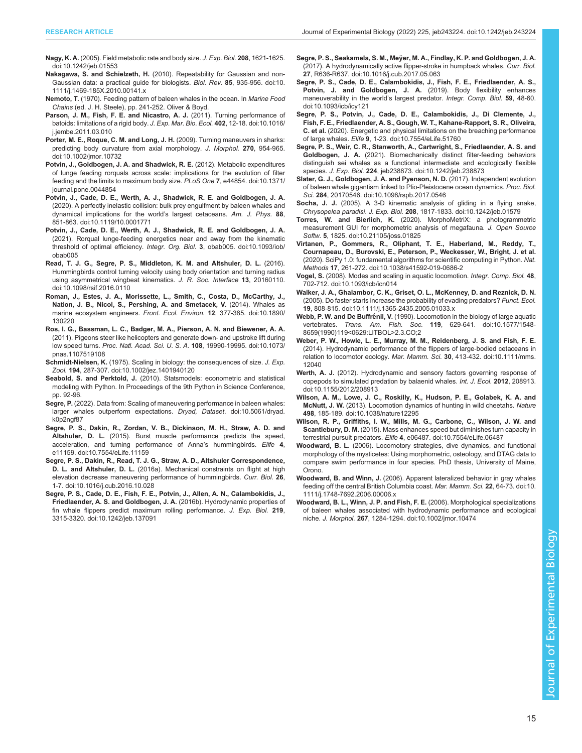**Nagy, K. A.** (2005). Field metabolic rate and body size. *J. Exp. Biol.* **208**, 1621-1625. doi:10.1242/jeb.01553

**Nakagawa, S. and Schielzeth, H.** (2010). Repeatability for Gaussian and non-Gaussian data: a practical guide for biologists. *Biol. Rev.* **85**, 935-956. doi:10.1111/j.1469-185X.2010.00141.x

**Nemoto, T.** (1970). Feeding pattern of baleen whales in the ocean. In *Marine Food Chains* (ed. J. H. Steele), pp. 241-252. Oliver & Boyd.

**Parson, J. M., Fish, F. E. and Nicastro, A. J.** (2011). Turning performance of batoids: limitations of a rigid body. *J. Exp. Mar. Bio. Ecol.* **402**, 12-18. doi:10.1016/j.jembe.2011.03.010

**Porter, M. E., Roque, C. M. and Long, J. H.** (2009). Turning maneuvers in sharks: predicting body curvature from axial morphology. *J. Morphol.* **270**, 954-965. doi:10.1002/jmor.10732

**Potvin, J., Goldbogen, J. A. and Shadwick, R. E.** (2012). Metabolic expenditures of lunge feeding rorquals across scale: implications for the evolution of filter feeding and the limits to maximum body size. *PLoS One* **7**, e44854. doi:10.1371/journal.pone.0044854

**Potvin, J., Cade, D. E., Werth, A. J., Shadwick, R. E. and Goldbogen, J. A.** (2020). A perfectly inelastic collision: bulk prey engulfment by baleen whales and dynamical implications for the world's largest cetaceans. *Am. J. Phys.* **88**, 851-863. doi:10.1119/10.0001771

**Potvin, J., Cade, D. E., Werth, A. J., Shadwick, R. E. and Goldbogen, J. A.** (2021). Rorqual lunge-feeding energetics near and away from the kinematic threshold of optimal efficiency. *Integr. Org. Biol.* **3**, obab005. doi:10.1093/iob/obab005

**Read, T. J. G., Segre, P. S., Middleton, K. M. and Altshuler, D. L.** (2016). Hummingbirds control turning velocity using body orientation and turning radius using asymmetrical wingbeat kinematics. *J. R. Soc. Interface* **13**, 20160110. doi:10.1098/rsif.2016.0110

**Roman, J., Estes, J. A., Morissette, L., Smith, C., Costa, D., McCarthy, J., Nation, J. B., Nicol, S., Pershing, A. and Smetacek, V.** (2014). Whales as marine ecosystem engineers. *Front. Ecol. Environ.* **12**, 377-385. doi:10.1890/130220

**Ros, I. G., Bassman, L. C., Badger, M. A., Pierson, A. N. and Biewener, A. A.** (2011). Pigeons steer like helicopters and generate down- and upstroke lift during low speed turns. *Proc. Natl. Acad. Sci. U. S. A.* **108**, 19990-19995. doi:10.1073/pnas.1107519108

**Schmidt-Nielsen, K.** (1975). Scaling in biology: the consequences of size. *J. Exp. Zool.* **194**, 287-307. doi:10.1002/jez.1401940120

**Seabold, S. and Perktold, J.** (2010). Statsmodels: econometric and statistical modeling with Python. In Proceedings of the 9th Python in Science Conference, pp. 92-96.

**Segre, P.** (2022). Data from: Scaling of maneuvering performance in baleen whales: larger whales outperform expectations. *Dryad, Dataset*. doi:10.5061/dryad.k0p2ngf87

**Segre, P. S., Dakin, R., Zordan, V. B., Dickinson, M. H., Straw, A. D. and Altshuler, D. L.** (2015). Burst muscle performance predicts the speed, acceleration, and turning performance of Anna's hummingbirds. *Elife* **4**, e11159. doi:10.7554/eLife.11159

**Segre, P. S., Dakin, R., Read, T. J. G., Straw, A. D., Altshuler Correspondence, D. L. and Altshuler, D. L.** (2016a). Mechanical constraints on flight at high elevation decrease maneuvering performance of hummingbirds. *Curr. Biol.* **26**, 1-7. doi:10.1016/j.cub.2016.10.028

**Segre, P. S., Cade, D. E., Fish, F. E., Potvin, J., Allen, A. N., Calambokidis, J., Friedlaender, A. S. and Goldbogen, J. A.** (2016b). Hydrodynamic properties of fin whale flippers predict maximum rolling performance. *J. Exp. Biol.* **219**, 3315-3320. doi:10.1242/jeb.137091

**Segre, P. S., Seakamela, S. M., Meÿer, M. A., Findlay, K. P. and Goldbogen, J. A.** (2017). A hydrodynamically active flipper-stroke in humpback whales. *Curr. Biol.* **27**, R636-R637. doi:10.1016/j.cub.2017.05.063

**Segre, P. S., Cade, D. E., Calambokidis, J., Fish, F. E., Friedlaender, A. S., Potvin, J. and Goldbogen, J. A.** (2019). Body flexibility enhances maneuverability in the world's largest predator. *Integr. Comp. Biol.* **59**, 48-60. doi:10.1093/icb/icy121

**Segre, P. S., Potvin, J., Cade, D. E., Calambokidis, J., Di Clemente, J., Fish, F. E., Friedlaender, A. S., Gough, W. T., Kahane-Rapport, S. R., Oliveira, C. et al.** (2020). Energetic and physical limitations on the breaching performance of large whales. *Elife* **9**, 1-23. doi:10.7554/eLife.51760

**Segre, P. S., Weir, C. R., Stanworth, A., Cartwright, S., Friedlaender, A. S. and Goldbogen, J. A.** (2021). Biomechanically distinct filter-feeding behaviors distinguish sei whales as a functional intermediate and ecologically flexible species. *J. Exp. Biol.* **224**, jeb238873. doi:10.1242/jeb.238873

**Slater, G. J., Goldbogen, J. A. and Pyenson, N. D.** (2017). Independent evolution of baleen whale gigantism linked to Plio-Pleistocene ocean dynamics. *Proc. Biol. Sci.* **284**, 20170546. doi:10.1098/rspb.2017.0546

**Socha, J. J.** (2005). A 3-D kinematic analysis of gliding in a flying snake, *Chrysopelea paradisi*. *J. Exp. Biol.* **208**, 1817-1833. doi:10.1242/jeb.01579

**Torres, W. and Bierlich, K.** (2020). MorphoMetriX: a photogrammetric measurement GUI for morphometric analysis of megafauna. *J. Open Source Softw.* **5**, 1825. doi:10.21105/joss.01825

**Virtanen, P., Gommers, R., Oliphant, T. E., Haberland, M., Reddy, T., Cournapeau, D., Burovski, E., Peterson, P., Weckesser, W., Bright, J. et al.** (2020). SciPy 1.0: fundamental algorithms for scientific computing in Python. *Nat. Methods* **17**, 261-272. doi:10.1038/s41592-019-0686-2

**Vogel, S.** (2008). Modes and scaling in aquatic locomotion. *Integr. Comp. Biol.* **48**, 702-712. doi:10.1093/icb/icn014

**Walker, J. A., Ghalambor, C. K., Griset, O. L., McKenney, D. and Reznick, D. N.** (2005). Do faster starts increase the probability of evading predators? *Funct. Ecol.* **19**, 808-815. doi:10.1111/j.1365-2435.2005.01033.x

**Webb, P. W. and De Buffrénil, V.** (1990). Locomotion in the biology of large aquatic vertebrates. *Trans. Am. Fish. Soc.* **119**, 629-641. doi:10.1577/1548-8659(1990)119<0629:LITBOL>2.3.CO;2

**Weber, P. W., Howle, L. E., Murray, M. M., Reidenberg, J. S. and Fish, F. E.** (2014). Hydrodynamic performance of the flippers of large-bodied cetaceans in relation to locomotor ecology. *Mar. Mamm. Sci.* **30**, 413-432. doi:10.1111/mms.12040

**Werth, A. J.** (2012). Hydrodynamic and sensory factors governing response of copepods to simulated predation by balaenid whales. *Int. J. Ecol.* **2012**, 208913. doi:10.1155/2012/208913

**Wilson, A. M., Lowe, J. C., Roskilly, K., Hudson, P. E., Golabek, K. A. and McNutt, J. W.** (2013). Locomotion dynamics of hunting in wild cheetahs. *Nature* **498**, 185-189. doi:10.1038/nature12295

**Wilson, R. P., Griffiths, I. W., Mills, M. G., Carbone, C., Wilson, J. W. and Scantlebury, D. M.** (2015). Mass enhances speed but diminishes turn capacity in terrestrial pursuit predators. *Elife* **4**, e06487. doi:10.7554/eLife.06487

**Woodward, B. L.** (2006). Locomotory strategies, dive dynamics, and functional morphology of the mysticetes: Using morphometric, osteology, and DTAG data to compare swim performance in four species. PhD thesis, University of Maine, Orono.

**Woodward, B. and Winn, J.** (2006). Apparent lateralized behavior in gray whales feeding off the central British Columbia coast. *Mar. Mamm. Sci.* **22**, 64-73. doi:10.1111/j.1748-7692.2006.00006.x

**Woodward, B. L., Winn, J. P. and Fish, F. E.** (2006). Morphological specializations of baleen whales associated with hydrodynamic performance and ecological niche. *J. Morphol.* **267**, 1284-1294. doi:10.1002/jmor.10474